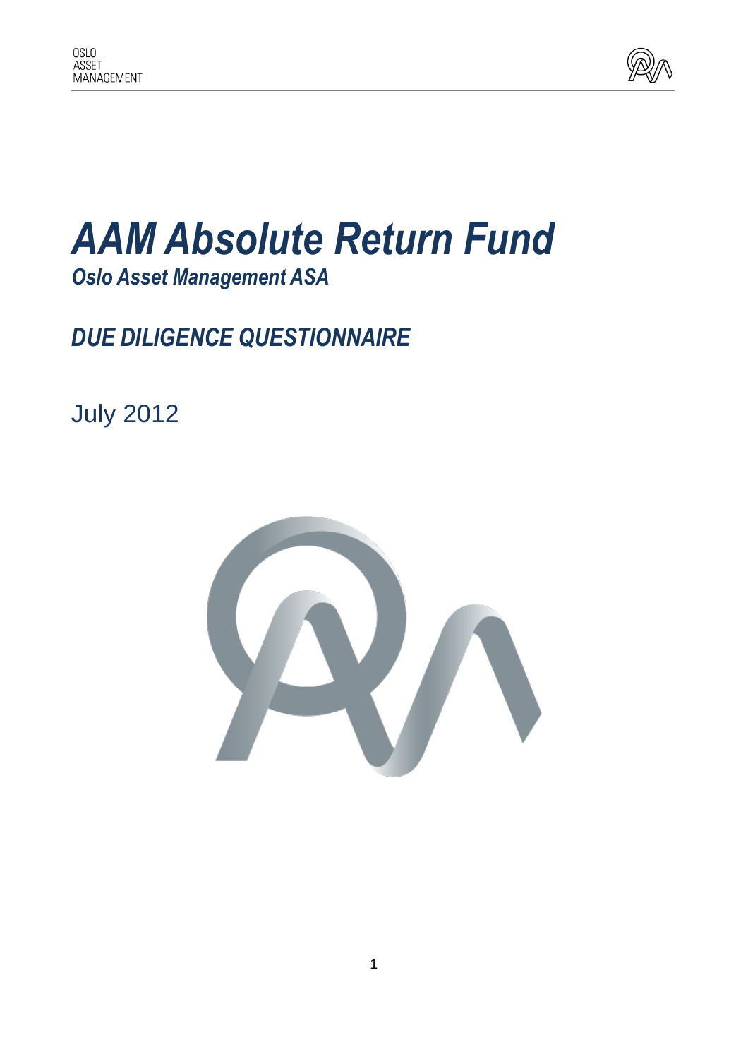# AAM Absolute Return Fund

***Oslo Asset Management ASA***

## *DUE DILIGENCE QUESTIONNAIRE*

July 2012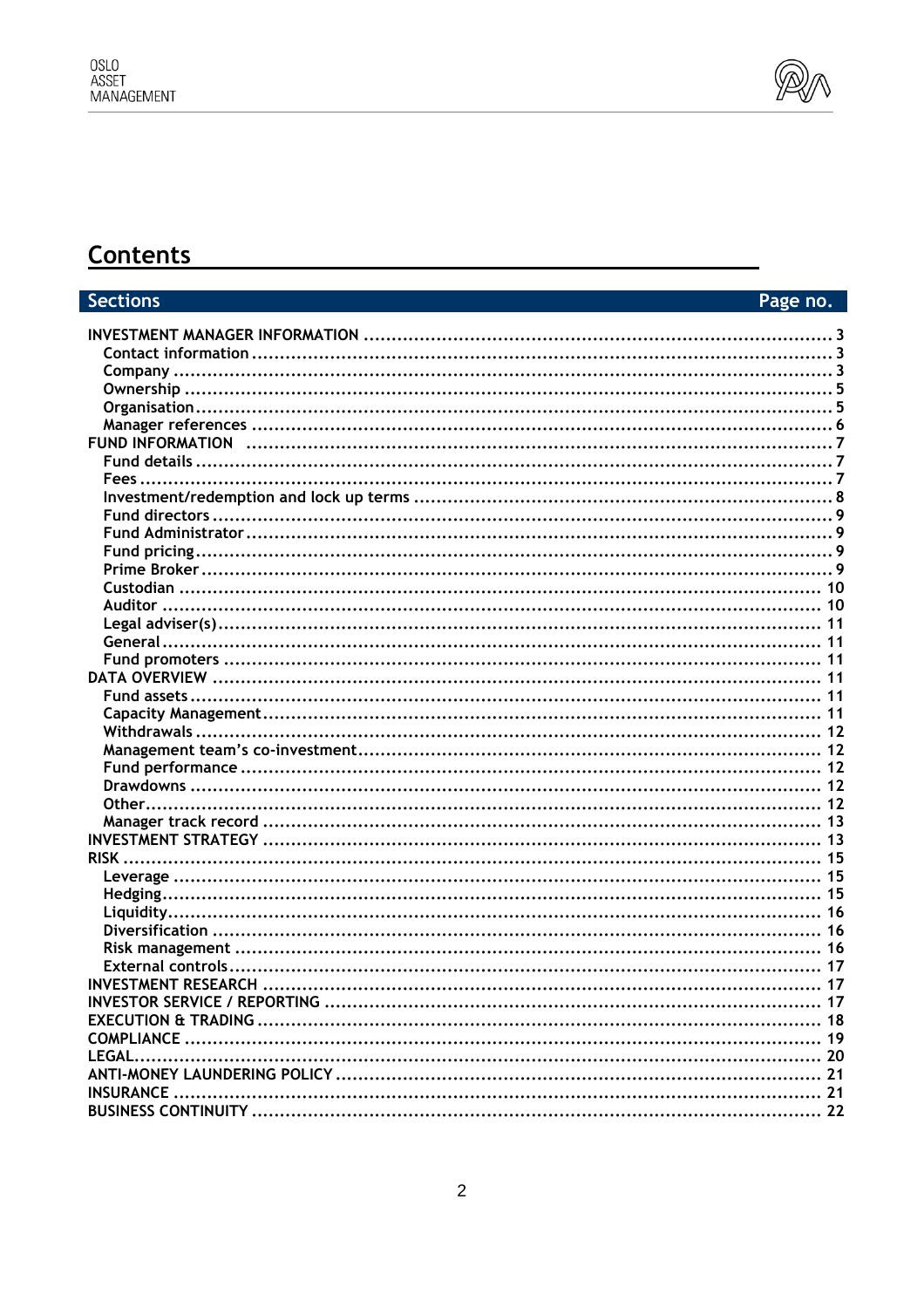## Contents

| Sections | Page no. |
|---|---|
| INVESTMENT MANAGER INFORMATION | 3 |
| Contact information | 3 |
| Company | 3 |
| Ownership | 5 |
| Organisation | 5 |
| Manager references | 6 |
| FUND INFORMATION | 7 |
| Fund details | 7 |
| Fees | 7 |
| Investment/redemption and lock up terms | 8 |
| Fund directors | 9 |
| Fund Administrator | 9 |
| Fund pricing | 9 |
| Prime Broker | 9 |
| Custodian | 10 |
| Auditor | 10 |
| Legal adviser(s) | 11 |
| General | 11 |
| Fund promoters | 11 |
| DATA OVERVIEW | 11 |
| Fund assets | 11 |
| Capacity Management | 11 |
| Withdrawals | 12 |
| Management team's co-investment | 12 |
| Fund performance | 12 |
| Drawdowns | 12 |
| Other | 12 |
| Manager track record | 13 |
| INVESTMENT STRATEGY | 13 |
| RISK | 15 |
| Leverage | 15 |
| Hedging | 15 |
| Liquidity | 16 |
| Diversification | 16 |
| Risk management | 16 |
| External controls | 17 |
| INVESTMENT RESEARCH | 17 |
| INVESTOR SERVICE / REPORTING | 17 |
| EXECUTION & TRADING | 18 |
| COMPLIANCE | 19 |
| LEGAL | 20 |
| ANTI-MONEY LAUNDERING POLICY | 21 |
| INSURANCE | 21 |
| BUSINESS CONTINUITY | 22 |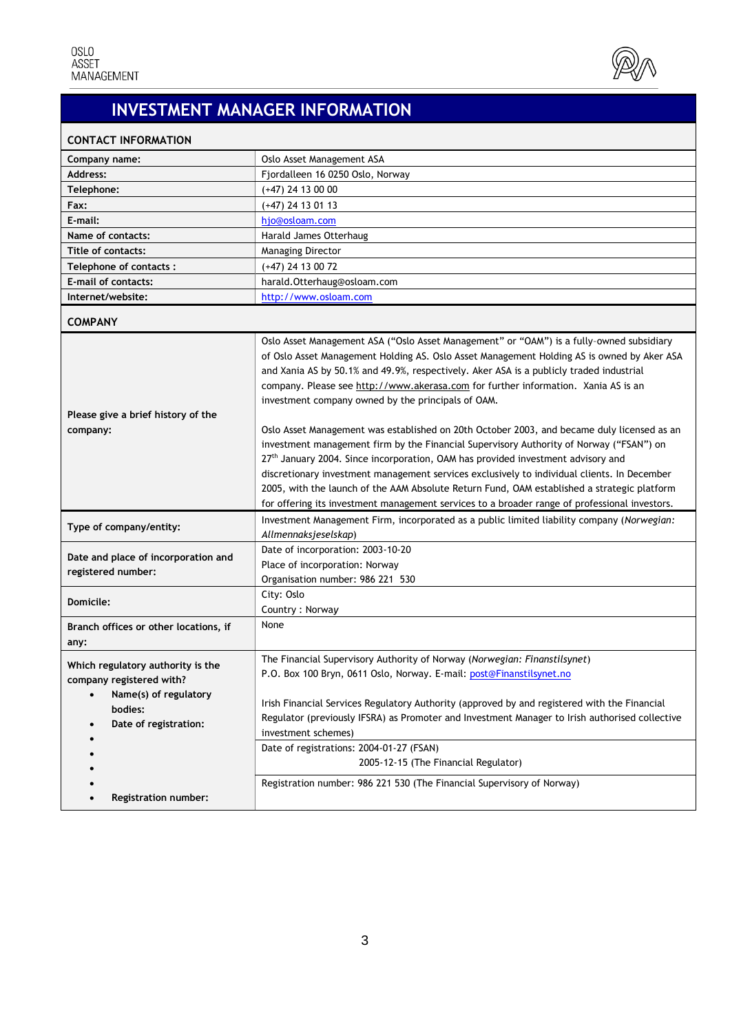OSLO
ASSET
MANAGEMENT

# INVESTMENT MANAGER INFORMATION

## CONTACT INFORMATION

| | |
|---|---|
| **Company name:** | Oslo Asset Management ASA |
| **Address:** | Fjordalleen 16 0250 Oslo, Norway |
| **Telephone:** | (+47) 24 13 00 00 |
| **Fax:** | (+47) 24 13 01 13 |
| **E-mail:** | hjo@osloam.com |
| **Name of contacts:** | Harald James Otterhaug |
| **Title of contacts:** | Managing Director |
| **Telephone of contacts :** | (+47) 24 13 00 72 |
| **E-mail of contacts:** | harald.Otterhaug@osloam.com |
| **Internet/website:** | http://www.osloam.com |

## COMPANY

| | |
|---|---|
| **Please give a brief history of the company:** | Oslo Asset Management ASA ("Oslo Asset Management" or "OAM") is a fully-owned subsidiary of Oslo Asset Management Holding AS. Oslo Asset Management Holding AS is owned by Aker ASA and Xania AS by 50.1% and 49.9%, respectively. Aker ASA is a publicly traded industrial company. Please see http://www.akerasa.com for further information. Xania AS is an investment company owned by the principals of OAM.<br><br>Oslo Asset Management was established on 20th October 2003, and became duly licensed as an investment management firm by the Financial Supervisory Authority of Norway ("FSAN") on 27th January 2004. Since incorporation, OAM has provided investment advisory and discretionary investment management services exclusively to individual clients. In December 2005, with the launch of the AAM Absolute Return Fund, OAM established a strategic platform for offering its investment management services to a broader range of professional investors. |
| **Type of company/entity:** | Investment Management Firm, incorporated as a public limited liability company (*Norwegian: Allmennaksjeselskap*) |
| **Date and place of incorporation and registered number:** | Date of incorporation: 2003-10-20<br>Place of incorporation: Norway<br>Organisation number: 986 221 530 |
| **Domicile:** | City: Oslo<br>Country : Norway |
| **Branch offices or other locations, if any:** | None |
| **Which regulatory authority is the company registered with?**<br>• **Name(s) of regulatory bodies:** | The Financial Supervisory Authority of Norway (*Norwegian: Finanstilsynet*)<br>P.O. Box 100 Bryn, 0611 Oslo, Norway. E-mail: post@Finanstilsynet.no<br><br>Irish Financial Services Regulatory Authority (approved by and registered with the Financial Regulator (previously IFSRA) as Promoter and Investment Manager to Irish authorised collective investment schemes) |
| • **Date of registration:** | Date of registrations: 2004-01-27 (FSAN)<br>2005-12-15 (The Financial Regulator) |
| • **Registration number:** | Registration number: 986 221 530 (The Financial Supervisory of Norway) |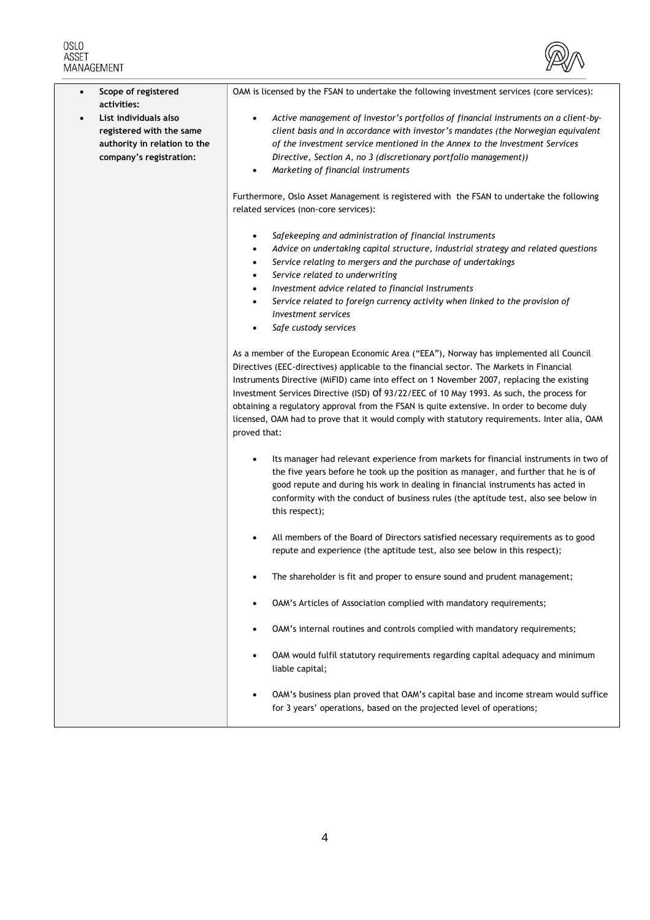| • **Scope of registered activities:**<br>• **List individuals also registered with the same authority in relation to the company's registration:** | OAM is licensed by the FSAN to undertake the following investment services (core services):<br><br>• *Active management of investor's portfolios of financial instruments on a client-by-client basis and in accordance with investor's mandates (the Norwegian equivalent of the investment service mentioned in the Annex to the Investment Services Directive, Section A, no 3 (discretionary portfolio management))*<br>• *Marketing of financial instruments*<br><br>Furthermore, Oslo Asset Management is registered with the FSAN to undertake the following related services (non-core services):<br><br>• *Safekeeping and administration of financial instruments*<br>• *Advice on undertaking capital structure, industrial strategy and related questions*<br>• *Service relating to mergers and the purchase of undertakings*<br>• *Service related to underwriting*<br>• *Investment advice related to financial instruments*<br>• *Service related to foreign currency activity when linked to the provision of investment services*<br>• *Safe custody services*<br><br>As a member of the European Economic Area ("EEA"), Norway has implemented all Council Directives (EEC-directives) applicable to the financial sector. The Markets in Financial Instruments Directive (MiFID) came into effect on 1 November 2007, replacing the existing Investment Services Directive (ISD) Of 93/22/EEC of 10 May 1993. As such, the process for obtaining a regulatory approval from the FSAN is quite extensive. In order to become duly licensed, OAM had to prove that it would comply with statutory requirements. Inter alia, OAM proved that:<br><br>• Its manager had relevant experience from markets for financial instruments in two of the five years before he took up the position as manager, and further that he is of good repute and during his work in dealing in financial instruments has acted in conformity with the conduct of business rules (the aptitude test, also see below in this respect);<br><br>• All members of the Board of Directors satisfied necessary requirements as to good repute and experience (the aptitude test, also see below in this respect);<br><br>• The shareholder is fit and proper to ensure sound and prudent management;<br><br>• OAM's Articles of Association complied with mandatory requirements;<br><br>• OAM's internal routines and controls complied with mandatory requirements;<br><br>• OAM would fulfil statutory requirements regarding capital adequacy and minimum liable capital;<br><br>• OAM's business plan proved that OAM's capital base and income stream would suffice for 3 years' operations, based on the projected level of operations; |
|---|---|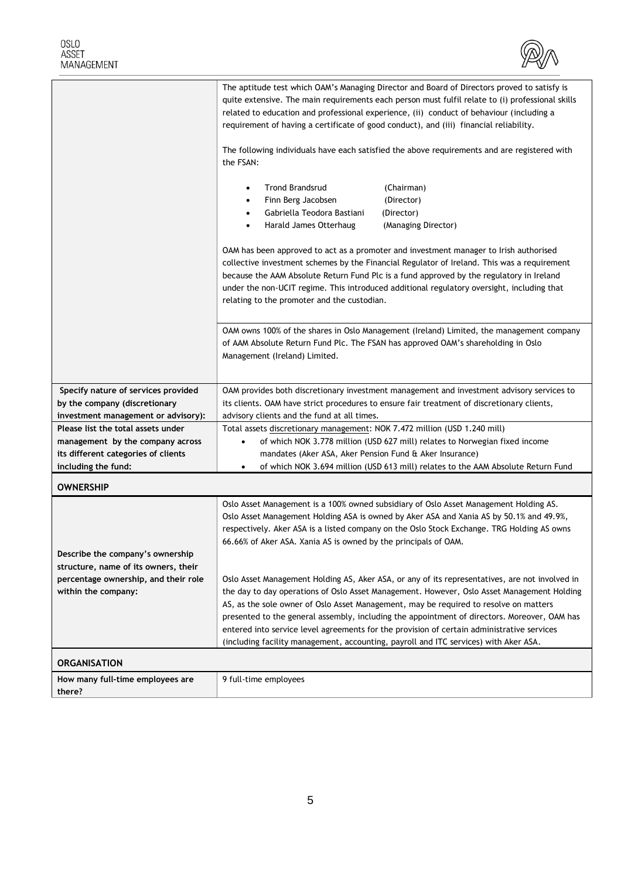| | |
|---|---|
| | The aptitude test which OAM's Managing Director and Board of Directors proved to satisfy is quite extensive. The main requirements each person must fulfil relate to (i) professional skills related to education and professional experience, (ii) conduct of behaviour (including a requirement of having a certificate of good conduct), and (iii) financial reliability.<br><br>The following individuals have each satisfied the above requirements and are registered with the FSAN:<br><br>• Trond Brandsrud (Chairman)<br>• Finn Berg Jacobsen (Director)<br>• Gabriella Teodora Bastiani (Director)<br>• Harald James Otterhaug (Managing Director)<br><br>OAM has been approved to act as a promoter and investment manager to Irish authorised collective investment schemes by the Financial Regulator of Ireland. This was a requirement because the AAM Absolute Return Fund Plc is a fund approved by the regulatory in Ireland under the non-UCIT regime. This introduced additional regulatory oversight, including that relating to the promoter and the custodian.<br><br>OAM owns 100% of the shares in Oslo Management (Ireland) Limited, the management company of AAM Absolute Return Fund Plc. The FSAN has approved OAM's shareholding in Oslo Management (Ireland) Limited. |
| **Specify nature of services provided by the company (discretionary investment management or advisory):** | OAM provides both discretionary investment management and investment advisory services to its clients. OAM have strict procedures to ensure fair treatment of discretionary clients, advisory clients and the fund at all times. |
| **Please list the total assets under management by the company across its different categories of clients including the fund:** | Total assets discretionary management: NOK 7.472 million (USD 1.240 mill)<br>• of which NOK 3.778 million (USD 627 mill) relates to Norwegian fixed income mandates (Aker ASA, Aker Pension Fund & Aker Insurance)<br>• of which NOK 3.694 million (USD 613 mill) relates to the AAM Absolute Return Fund |
| **OWNERSHIP** | |
| **Describe the company's ownership structure, name of its owners, their percentage ownership, and their role within the company:** | Oslo Asset Management is a 100% owned subsidiary of Oslo Asset Management Holding AS. Oslo Asset Management Holding ASA is owned by Aker ASA and Xania AS by 50.1% and 49.9%, respectively. Aker ASA is a listed company on the Oslo Stock Exchange. TRG Holding AS owns 66.66% of Aker ASA. Xania AS is owned by the principals of OAM.<br><br>Oslo Asset Management Holding AS, Aker ASA, or any of its representatives, are not involved in the day to day operations of Oslo Asset Management. However, Oslo Asset Management Holding AS, as the sole owner of Oslo Asset Management, may be required to resolve on matters presented to the general assembly, including the appointment of directors. Moreover, OAM has entered into service level agreements for the provision of certain administrative services (including facility management, accounting, payroll and ITC services) with Aker ASA. |
| **ORGANISATION** | |
| **How many full-time employees are there?** | 9 full-time employees |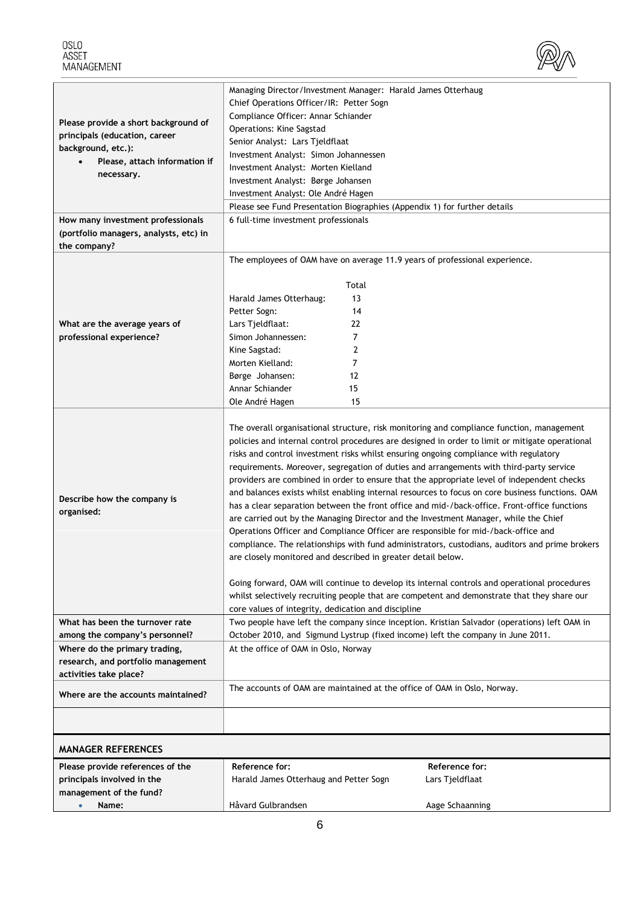| | |
|---|---|
| **Please provide a short background of principals (education, career background, etc.):**<br>• **Please, attach information if necessary.** | Managing Director/Investment Manager: Harald James Otterhaug<br>Chief Operations Officer/IR: Petter Sogn<br>Compliance Officer: Annar Schiander<br>Operations: Kine Sagstad<br>Senior Analyst: Lars Tjeldflaat<br>Investment Analyst: Simon Johannessen<br>Investment Analyst: Morten Kielland<br>Investment Analyst: Børge Johansen<br>Investment Analyst: Ole André Hagen<br>Please see Fund Presentation Biographies (Appendix 1) for further details |
| **How many investment professionals (portfolio managers, analysts, etc) in the company?** | 6 full-time investment professionals |
| **What are the average years of professional experience?** | The employees of OAM have on average 11.9 years of professional experience.<br><br>Total<br>Harald James Otterhaug: 13<br>Petter Sogn: 14<br>Lars Tjeldflaat: 22<br>Simon Johannessen: 7<br>Kine Sagstad: 2<br>Morten Kielland: 7<br>Børge Johansen: 12<br>Annar Schiander 15<br>Ole André Hagen 15 |
| **Describe how the company is organised:** | The overall organisational structure, risk monitoring and compliance function, management policies and internal control procedures are designed in order to limit or mitigate operational risks and control investment risks whilst ensuring ongoing compliance with regulatory requirements. Moreover, segregation of duties and arrangements with third-party service providers are combined in order to ensure that the appropriate level of independent checks and balances exists whilst enabling internal resources to focus on core business functions. OAM has a clear separation between the front office and mid-/back-office. Front-office functions are carried out by the Managing Director and the Investment Manager, while the Chief Operations Officer and Compliance Officer are responsible for mid-/back-office and compliance. The relationships with fund administrators, custodians, auditors and prime brokers are closely monitored and described in greater detail below.<br><br>Going forward, OAM will continue to develop its internal controls and operational procedures whilst selectively recruiting people that are competent and demonstrate that they share our core values of integrity, dedication and discipline |
| **What has been the turnover rate among the company's personnel?** | Two people have left the company since inception. Kristian Salvador (operations) left OAM in October 2010, and Sigmund Lystrup (fixed income) left the company in June 2011. |
| **Where do the primary trading, research, and portfolio management activities take place?** | At the office of OAM in Oslo, Norway |
| **Where are the accounts maintained?** | The accounts of OAM are maintained at the office of OAM in Oslo, Norway. |
| | |

## MANAGER REFERENCES

| | | |
|---|---|---|
| **Please provide references of the principals involved in the management of the fund?** | **Reference for:**<br>Harald James Otterhaug and Petter Sogn | **Reference for:**<br>Lars Tjeldflaat |
| • **Name:** | Håvard Gulbrandsen | Aage Schaanning |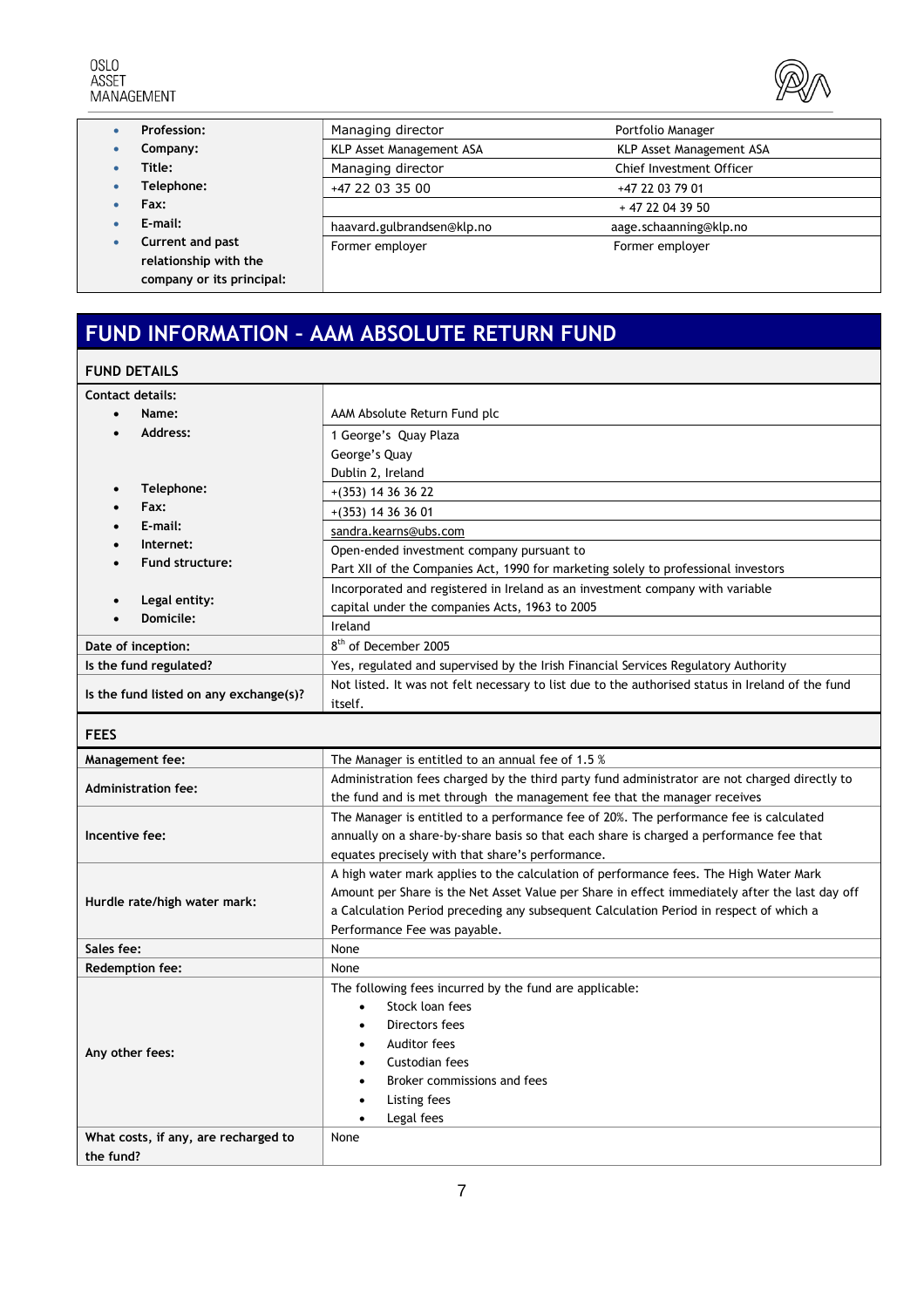| | | |
|---|---|---|
| • **Profession:** | Managing director | Portfolio Manager |
| • **Company:** | KLP Asset Management ASA | KLP Asset Management ASA |
| • **Title:** | Managing director | Chief Investment Officer |
| • **Telephone:** | +47 22 03 35 00 | +47 22 03 79 01 |
| • **Fax:** | | + 47 22 04 39 50 |
| • **E-mail:** | haavard.gulbrandsen@klp.no | aage.schaanning@klp.no |
| • **Current and past relationship with the company or its principal:** | Former employer | Former employer |

# FUND INFORMATION – AAM ABSOLUTE RETURN FUND

## FUND DETAILS

| | |
|---|---|
| **Contact details:** | |
| • **Name:** | AAM Absolute Return Fund plc |
| • **Address:** | 1 George's Quay Plaza<br>George's Quay<br>Dublin 2, Ireland |
| • **Telephone:** | +(353) 14 36 36 22 |
| • **Fax:** | +(353) 14 36 36 01 |
| • **E-mail:** | sandra.kearns@ubs.com |
| • **Internet:**<br>• **Fund structure:** | Open-ended investment company pursuant to Part XII of the Companies Act, 1990 for marketing solely to professional investors |
| • **Legal entity:** | Incorporated and registered in Ireland as an investment company with variable capital under the companies Acts, 1963 to 2005 |
| • **Domicile:** | Ireland |
| **Date of inception:** | 8th of December 2005 |
| **Is the fund regulated?** | Yes, regulated and supervised by the Irish Financial Services Regulatory Authority |
| **Is the fund listed on any exchange(s)?** | Not listed. It was not felt necessary to list due to the authorised status in Ireland of the fund itself. |

## FEES

| | |
|---|---|
| **Management fee:** | The Manager is entitled to an annual fee of 1.5 % |
| **Administration fee:** | Administration fees charged by the third party fund administrator are not charged directly to the fund and is met through the management fee that the manager receives |
| **Incentive fee:** | The Manager is entitled to a performance fee of 20%. The performance fee is calculated annually on a share-by-share basis so that each share is charged a performance fee that equates precisely with that share's performance. |
| **Hurdle rate/high water mark:** | A high water mark applies to the calculation of performance fees. The High Water Mark Amount per Share is the Net Asset Value per Share in effect immediately after the last day off a Calculation Period preceding any subsequent Calculation Period in respect of which a Performance Fee was payable. |
| **Sales fee:** | None |
| **Redemption fee:** | None |
| **Any other fees:** | The following fees incurred by the fund are applicable:<br>• Stock loan fees<br>• Directors fees<br>• Auditor fees<br>• Custodian fees<br>• Broker commissions and fees<br>• Listing fees<br>• Legal fees |
| **What costs, if any, are recharged to the fund?** | None |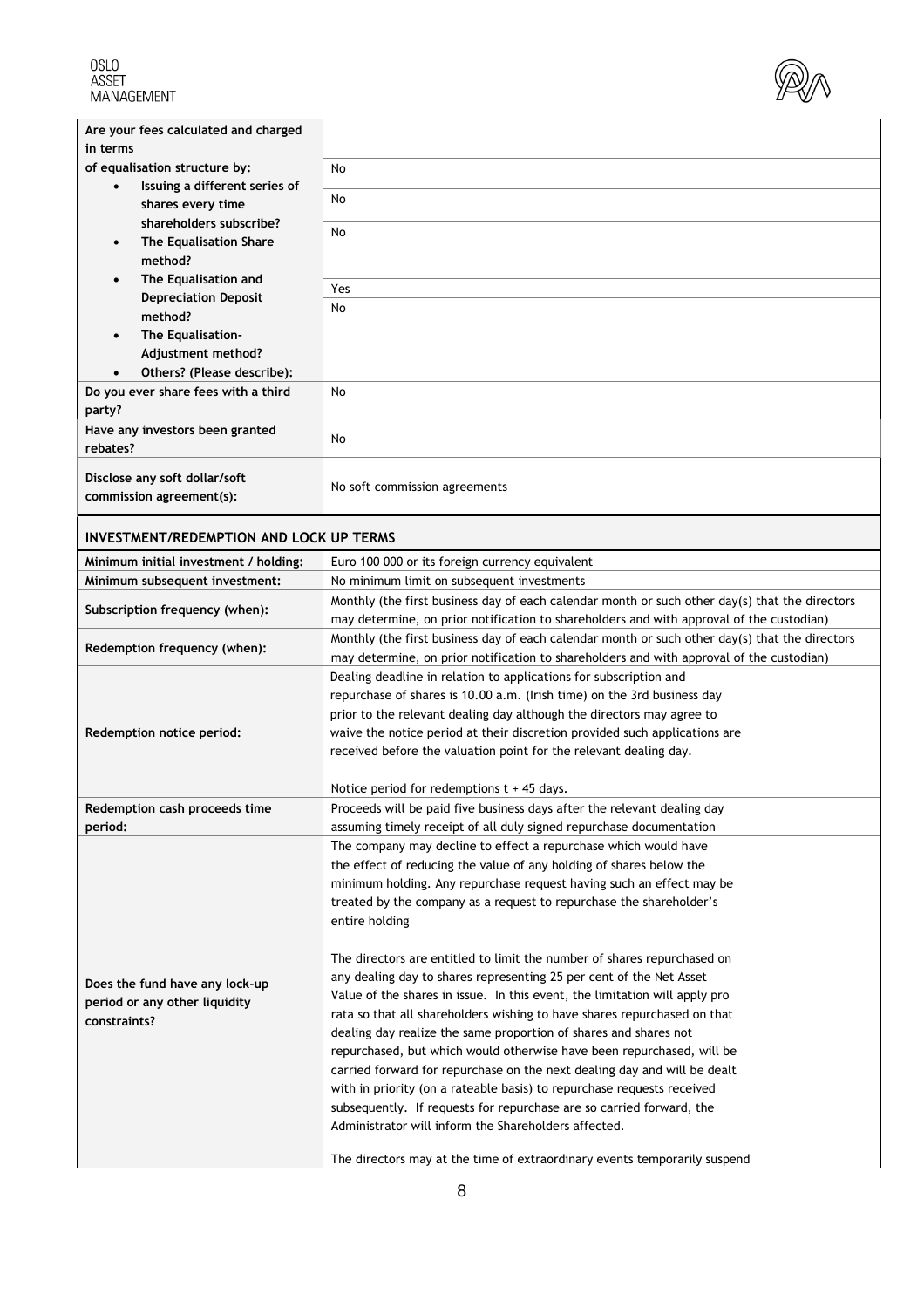| Are your fees calculated and charged in terms of equalisation structure by: | |
|---|---|
| • Issuing a different series of shares every time shareholders subscribe? | No |
| • The Equalisation Share method? | No |
| • The Equalisation and Depreciation Deposit method? | No |
| • The Equalisation-Adjustment method? | Yes |
| • Others? (Please describe): | No |
| **Do you ever share fees with a third party?** | No |
| **Have any investors been granted rebates?** | No |
| **Disclose any soft dollar/soft commission agreement(s):** | No soft commission agreements |

## INVESTMENT/REDEMPTION AND LOCK UP TERMS

| | |
|---|---|
| **Minimum initial investment / holding:** | Euro 100 000 or its foreign currency equivalent |
| **Minimum subsequent investment:** | No minimum limit on subsequent investments |
| **Subscription frequency (when):** | Monthly (the first business day of each calendar month or such other day(s) that the directors may determine, on prior notification to shareholders and with approval of the custodian) |
| **Redemption frequency (when):** | Monthly (the first business day of each calendar month or such other day(s) that the directors may determine, on prior notification to shareholders and with approval of the custodian) |
| **Redemption notice period:** | Dealing deadline in relation to applications for subscription and repurchase of shares is 10.00 a.m. (Irish time) on the 3rd business day prior to the relevant dealing day although the directors may agree to waive the notice period at their discretion provided such applications are received before the valuation point for the relevant dealing day.<br><br>Notice period for redemptions t + 45 days. |
| **Redemption cash proceeds time period:** | Proceeds will be paid five business days after the relevant dealing day assuming timely receipt of all duly signed repurchase documentation |
| **Does the fund have any lock-up period or any other liquidity constraints?** | The company may decline to effect a repurchase which would have the effect of reducing the value of any holding of shares below the minimum holding. Any repurchase request having such an effect may be treated by the company as a request to repurchase the shareholder's entire holding<br><br>The directors are entitled to limit the number of shares repurchased on any dealing day to shares representing 25 per cent of the Net Asset Value of the shares in issue. In this event, the limitation will apply pro rata so that all shareholders wishing to have shares repurchased on that dealing day realize the same proportion of shares and shares not repurchased, but which would otherwise have been repurchased, will be carried forward for repurchase on the next dealing day and will be dealt with in priority (on a rateable basis) to repurchase requests received subsequently. If requests for repurchase are so carried forward, the Administrator will inform the Shareholders affected.<br><br>The directors may at the time of extraordinary events temporarily suspend |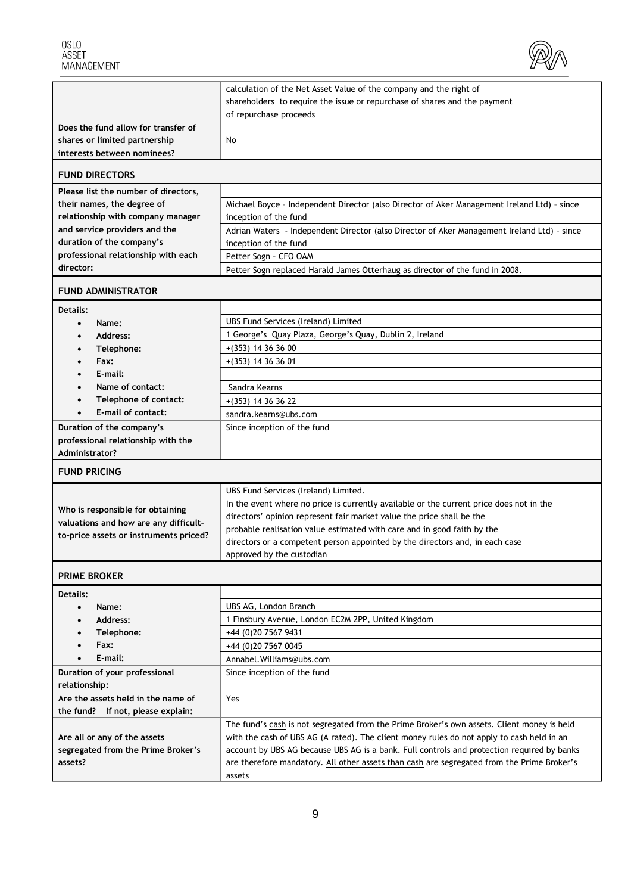| | |
|---|---|
| | calculation of the Net Asset Value of the company and the right of shareholders to require the issue or repurchase of shares and the payment of repurchase proceeds |
| **Does the fund allow for transfer of shares or limited partnership interests between nominees?** | No |

## FUND DIRECTORS

| | |
|---|---|
| **Please list the number of directors, their names, the degree of relationship with company manager and service providers and the duration of the company's professional relationship with each director:** | |
| | Michael Boyce – Independent Director (also Director of Aker Management Ireland Ltd) – since inception of the fund |
| | Adrian Waters - Independent Director (also Director of Aker Management Ireland Ltd) – since inception of the fund |
| | Petter Sogn – CFO OAM |
| | Petter Sogn replaced Harald James Otterhaug as director of the fund in 2008. |

## FUND ADMINISTRATOR

| | |
|---|---|
| **Details:** | |
| • **Name:** | UBS Fund Services (Ireland) Limited |
| • **Address:** | 1 George's Quay Plaza, George's Quay, Dublin 2, Ireland |
| • **Telephone:** | +(353) 14 36 36 00 |
| • **Fax:** | +(353) 14 36 36 01 |
| • **E-mail:** | |
| • **Name of contact:** | Sandra Kearns |
| • **Telephone of contact:** | +(353) 14 36 36 22 |
| • **E-mail of contact:** | sandra.kearns@ubs.com |
| **Duration of the company's professional relationship with the Administrator?** | Since inception of the fund |

## FUND PRICING

| | |
|---|---|
| **Who is responsible for obtaining valuations and how are any difficult-to-price assets or instruments priced?** | UBS Fund Services (Ireland) Limited. In the event where no price is currently available or the current price does not in the directors' opinion represent fair market value the price shall be the probable realisation value estimated with care and in good faith by the directors or a competent person appointed by the directors and, in each case approved by the custodian |

## PRIME BROKER

| | |
|---|---|
| **Details:** | |
| • **Name:** | UBS AG, London Branch |
| • **Address:** | 1 Finsbury Avenue, London EC2M 2PP, United Kingdom |
| • **Telephone:** | +44 (0)20 7567 9431 |
| • **Fax:** | +44 (0)20 7567 0045 |
| • **E-mail:** | Annabel.Williams@ubs.com |
| **Duration of your professional relationship:** | Since inception of the fund |
| **Are the assets held in the name of the fund? If not, please explain:** | Yes |
| **Are all or any of the assets segregated from the Prime Broker's assets?** | The fund's cash is not segregated from the Prime Broker's own assets. Client money is held with the cash of UBS AG (A rated). The client money rules do not apply to cash held in an account by UBS AG because UBS AG is a bank. Full controls and protection required by banks are therefore mandatory. All other assets than cash are segregated from the Prime Broker's assets |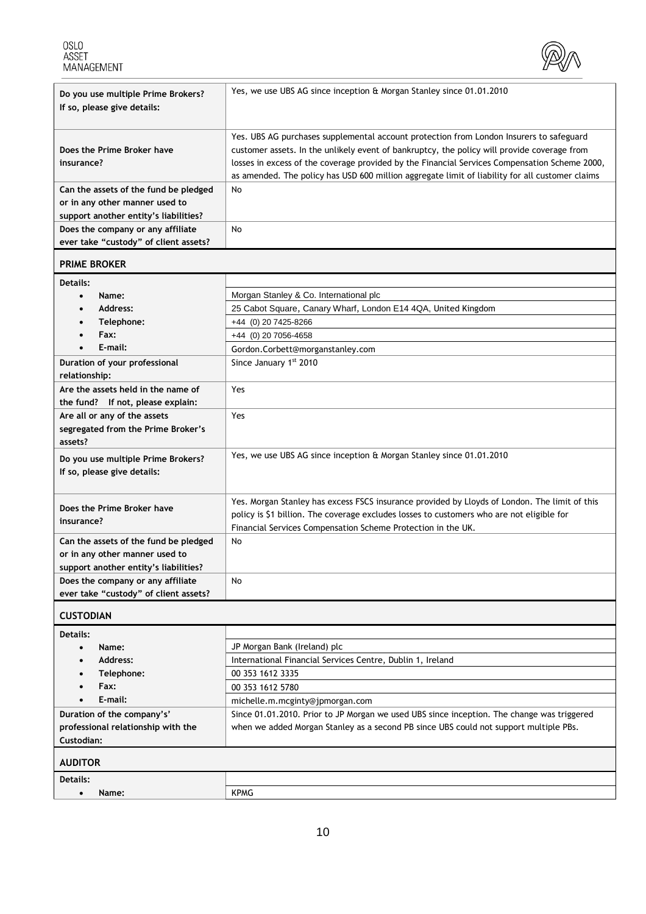| | |
|---|---|
| **Do you use multiple Prime Brokers? If so, please give details:** | Yes, we use UBS AG since inception & Morgan Stanley since 01.01.2010 |
| **Does the Prime Broker have insurance?** | Yes. UBS AG purchases supplemental account protection from London Insurers to safeguard customer assets. In the unlikely event of bankruptcy, the policy will provide coverage from losses in excess of the coverage provided by the Financial Services Compensation Scheme 2000, as amended. The policy has USD 600 million aggregate limit of liability for all customer claims |
| **Can the assets of the fund be pledged or in any other manner used to support another entity's liabilities?** | No |
| **Does the company or any affiliate ever take "custody" of client assets?** | No |

## PRIME BROKER

| | |
|---|---|
| **Details:** | |
| • **Name:** | Morgan Stanley & Co. International plc |
| • **Address:** | 25 Cabot Square, Canary Wharf, London E14 4QA, United Kingdom |
| • **Telephone:** | +44 (0) 20 7425-8266 |
| • **Fax:** | +44 (0) 20 7056-4658 |
| • **E-mail:** | Gordon.Corbett@morganstanley.com |
| **Duration of your professional relationship:** | Since January 1st 2010 |
| **Are the assets held in the name of the fund? If not, please explain:** | Yes |
| **Are all or any of the assets segregated from the Prime Broker's assets?** | Yes |
| **Do you use multiple Prime Brokers? If so, please give details:** | Yes, we use UBS AG since inception & Morgan Stanley since 01.01.2010 |
| **Does the Prime Broker have insurance?** | Yes. Morgan Stanley has excess FSCS insurance provided by Lloyds of London. The limit of this policy is $1 billion. The coverage excludes losses to customers who are not eligible for Financial Services Compensation Scheme Protection in the UK. |
| **Can the assets of the fund be pledged or in any other manner used to support another entity's liabilities?** | No |
| **Does the company or any affiliate ever take "custody" of client assets?** | No |

## CUSTODIAN

| | |
|---|---|
| **Details:** | |
| • **Name:** | JP Morgan Bank (Ireland) plc |
| • **Address:** | International Financial Services Centre, Dublin 1, Ireland |
| • **Telephone:** | 00 353 1612 3335 |
| • **Fax:** | 00 353 1612 5780 |
| • **E-mail:** | michelle.m.mcginty@jpmorgan.com |
| **Duration of the company's' professional relationship with the Custodian:** | Since 01.01.2010. Prior to JP Morgan we used UBS since inception. The change was triggered when we added Morgan Stanley as a second PB since UBS could not support multiple PBs. |

## AUDITOR

| | |
|---|---|
| **Details:** | |
| • **Name:** | KPMG |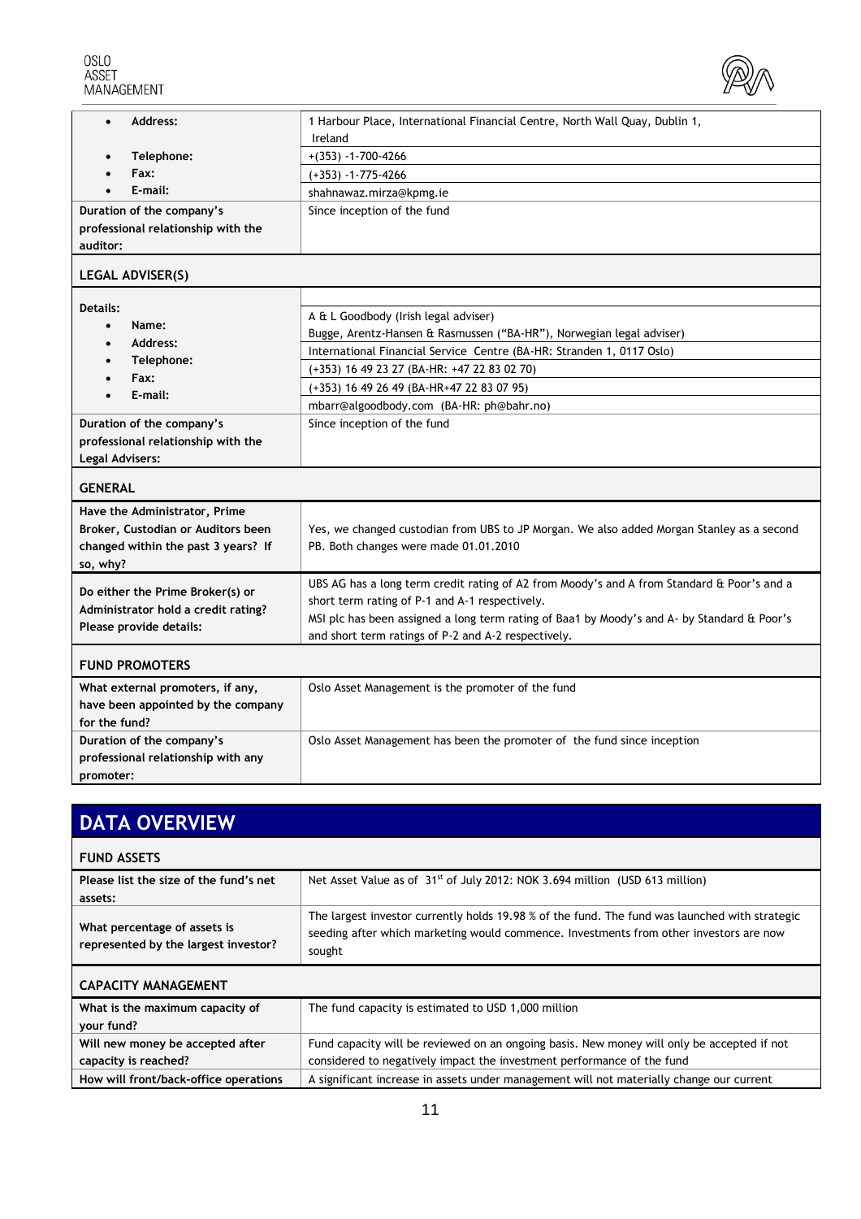| | |
|---|---|
| • **Address:** | 1 Harbour Place, International Financial Centre, North Wall Quay, Dublin 1, Ireland |
| • **Telephone:** | +(353) -1-700-4266 |
| • **Fax:** | (+353) -1-775-4266 |
| • **E-mail:** | shahnawaz.mirza@kpmg.ie |
| **Duration of the company's professional relationship with the auditor:** | Since inception of the fund |

## LEGAL ADVISER(S)

| | |
|---|---|
| **Details:** | |
| • **Name:** | A & L Goodbody (Irish legal adviser) Bugge, Arentz-Hansen & Rasmussen ("BA-HR"), Norwegian legal adviser) |
| • **Address:** | International Financial Service Centre (BA-HR: Stranden 1, 0117 Oslo) |
| • **Telephone:** | (+353) 16 49 23 27 (BA-HR: +47 22 83 02 70) |
| • **Fax:** | (+353) 16 49 26 49 (BA-HR+47 22 83 07 95) |
| • **E-mail:** | mbarr@algoodbody.com (BA-HR: ph@bahr.no) |
| **Duration of the company's professional relationship with the Legal Advisers:** | Since inception of the fund |

## GENERAL

| | |
|---|---|
| **Have the Administrator, Prime Broker, Custodian or Auditors been changed within the past 3 years? If so, why?** | Yes, we changed custodian from UBS to JP Morgan. We also added Morgan Stanley as a second PB. Both changes were made 01.01.2010 |
| **Do either the Prime Broker(s) or Administrator hold a credit rating? Please provide details:** | UBS AG has a long term credit rating of A2 from Moody's and A from Standard & Poor's and a short term rating of P-1 and A-1 respectively.<br>MSI plc has been assigned a long term rating of Baa1 by Moody's and A- by Standard & Poor's and short term ratings of P-2 and A-2 respectively. |

## FUND PROMOTERS

| | |
|---|---|
| **What external promoters, if any, have been appointed by the company for the fund?** | Oslo Asset Management is the promoter of the fund |
| **Duration of the company's professional relationship with any promoter:** | Oslo Asset Management has been the promoter of the fund since inception |

# DATA OVERVIEW

## FUND ASSETS

| | |
|---|---|
| **Please list the size of the fund's net assets:** | Net Asset Value as of 31st of July 2012: NOK 3.694 million (USD 613 million) |
| **What percentage of assets is represented by the largest investor?** | The largest investor currently holds 19.98 % of the fund. The fund was launched with strategic seeding after which marketing would commence. Investments from other investors are now sought |

## CAPACITY MANAGEMENT

| | |
|---|---|
| **What is the maximum capacity of your fund?** | The fund capacity is estimated to USD 1,000 million |
| **Will new money be accepted after capacity is reached?** | Fund capacity will be reviewed on an ongoing basis. New money will only be accepted if not considered to negatively impact the investment performance of the fund |
| **How will front/back-office operations** | A significant increase in assets under management will not materially change our current |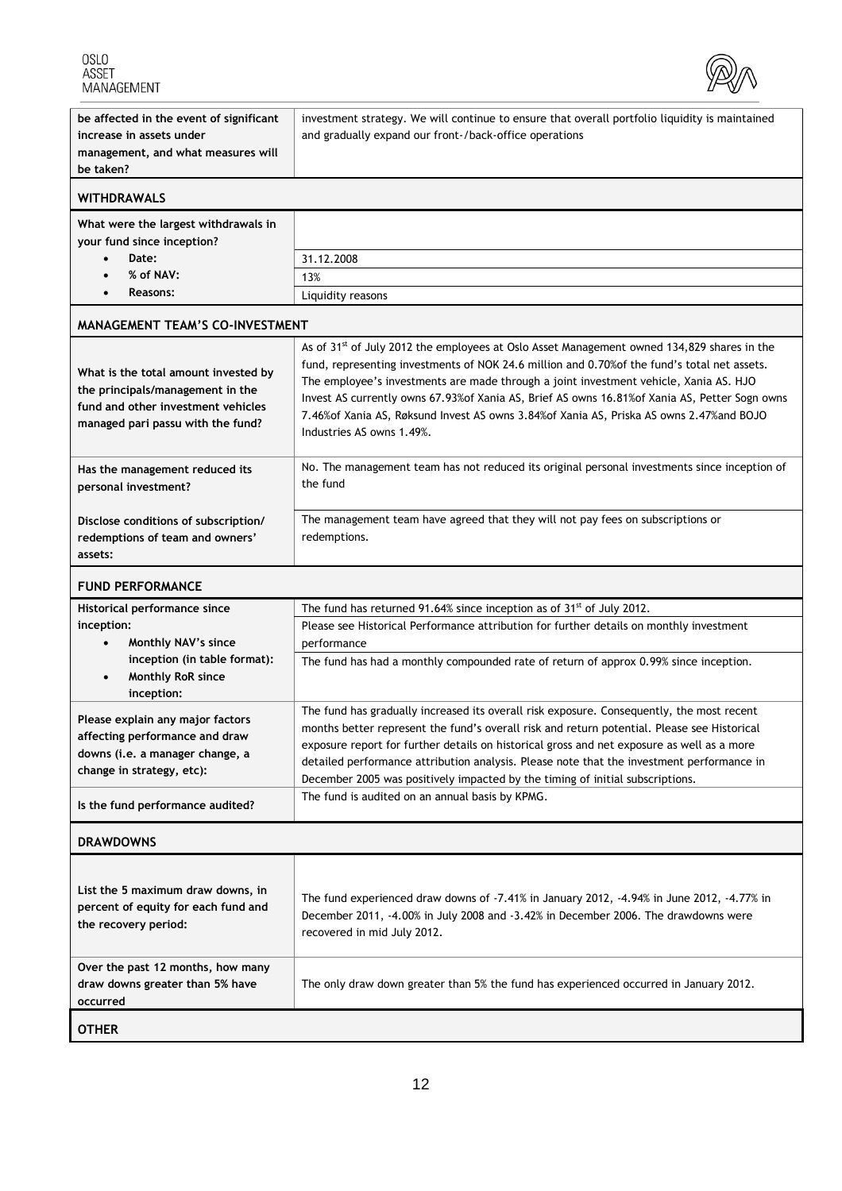| | |
|---|---|
| **be affected in the event of significant increase in assets under management, and what measures will be taken?** | investment strategy. We will continue to ensure that overall portfolio liquidity is maintained and gradually expand our front-/back-office operations |

## WITHDRAWALS

| | |
|---|---|
| **What were the largest withdrawals in your fund since inception?** | |
| • **Date:** | 31.12.2008 |
| • **% of NAV:** | 13% |
| • **Reasons:** | Liquidity reasons |

## MANAGEMENT TEAM'S CO-INVESTMENT

| | |
|---|---|
| **What is the total amount invested by the principals/management in the fund and other investment vehicles managed pari passu with the fund?** | As of 31st of July 2012 the employees at Oslo Asset Management owned 134,829 shares in the fund, representing investments of NOK 24.6 million and 0.70%of the fund's total net assets. The employee's investments are made through a joint investment vehicle, Xania AS. HJO Invest AS currently owns 67.93%of Xania AS, Brief AS owns 16.81%of Xania AS, Petter Sogn owns 7.46%of Xania AS, Røksund Invest AS owns 3.84%of Xania AS, Priska AS owns 2.47%and BOJO Industries AS owns 1.49%. |
| **Has the management reduced its personal investment?** | No. The management team has not reduced its original personal investments since inception of the fund |
| **Disclose conditions of subscription/ redemptions of team and owners' assets:** | The management team have agreed that they will not pay fees on subscriptions or redemptions. |

## FUND PERFORMANCE

| | |
|---|---|
| **Historical performance since inception:**<br>• **Monthly NAV's since inception (in table format):**<br>• **Monthly RoR since inception:** | The fund has returned 91.64% since inception as of 31st of July 2012.<br>Please see Historical Performance attribution for further details on monthly investment performance<br>The fund has had a monthly compounded rate of return of approx 0.99% since inception. |
| **Please explain any major factors affecting performance and draw downs (i.e. a manager change, a change in strategy, etc):** | The fund has gradually increased its overall risk exposure. Consequently, the most recent months better represent the fund's overall risk and return potential. Please see Historical exposure report for further details on historical gross and net exposure as well as a more detailed performance attribution analysis. Please note that the investment performance in December 2005 was positively impacted by the timing of initial subscriptions. |
| **Is the fund performance audited?** | The fund is audited on an annual basis by KPMG. |

## DRAWDOWNS

| | |
|---|---|
| **List the 5 maximum draw downs, in percent of equity for each fund and the recovery period:** | The fund experienced draw downs of -7.41% in January 2012, -4.94% in June 2012, -4.77% in December 2011, -4.00% in July 2008 and -3.42% in December 2006. The drawdowns were recovered in mid July 2012. |
| **Over the past 12 months, how many draw downs greater than 5% have occurred** | The only draw down greater than 5% the fund has experienced occurred in January 2012. |

## OTHER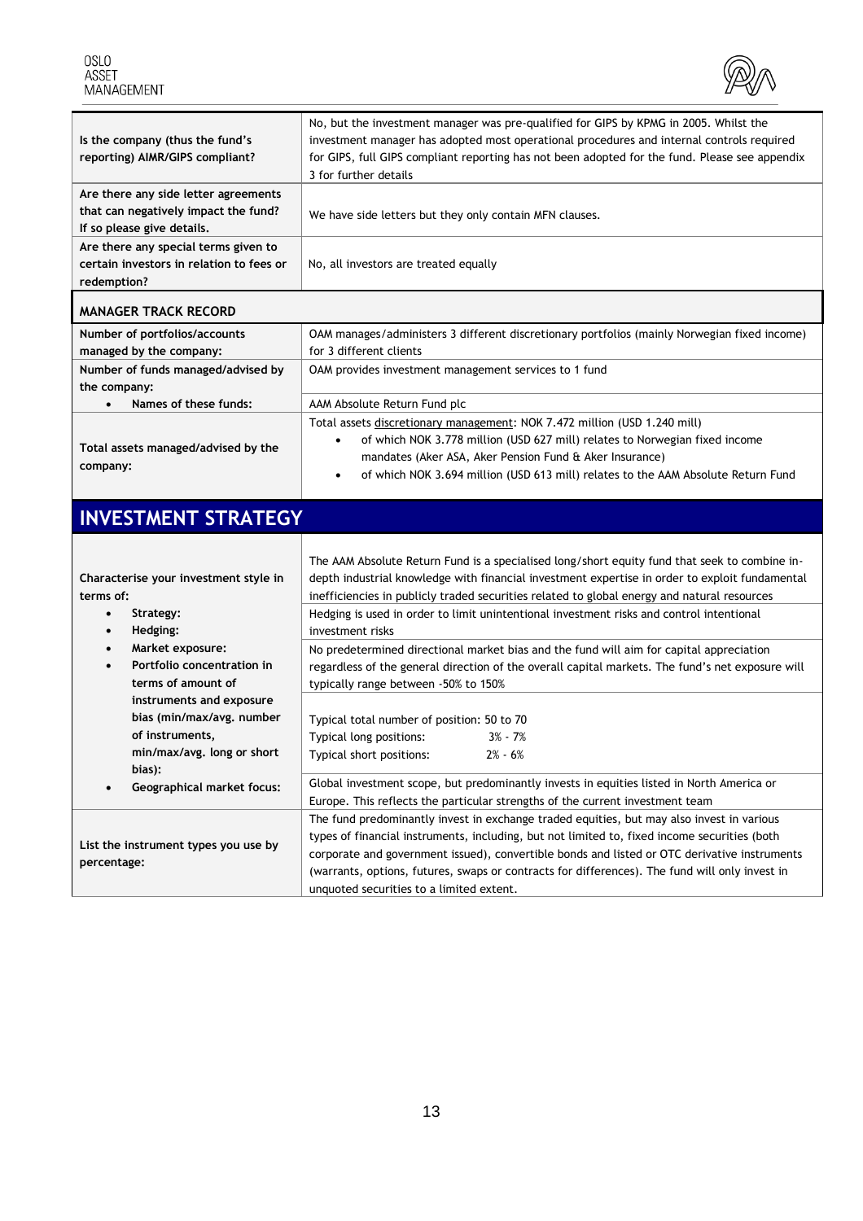| | |
|---|---|
| Is the company (thus the fund's reporting) AIMR/GIPS compliant? | No, but the investment manager was pre-qualified for GIPS by KPMG in 2005. Whilst the investment manager has adopted most operational procedures and internal controls required for GIPS, full GIPS compliant reporting has not been adopted for the fund. Please see appendix 3 for further details |
| **Are there any side letter agreements that can negatively impact the fund? If so please give details.** | We have side letters but they only contain MFN clauses. |
| **Are there any special terms given to certain investors in relation to fees or redemption?** | No, all investors are treated equally |

**MANAGER TRACK RECORD**

| | |
|---|---|
| **Number of portfolios/accounts managed by the company:** | OAM manages/administers 3 different discretionary portfolios (mainly Norwegian fixed income) for 3 different clients |
| **Number of funds managed/advised by the company:** | OAM provides investment management services to 1 fund |
| • **Names of these funds:** | AAM Absolute Return Fund plc |
| **Total assets managed/advised by the company:** | Total assets discretionary management: NOK 7.472 million (USD 1.240 mill)<br>• of which NOK 3.778 million (USD 627 mill) relates to Norwegian fixed income mandates (Aker ASA, Aker Pension Fund & Aker Insurance)<br>• of which NOK 3.694 million (USD 613 mill) relates to the AAM Absolute Return Fund |

# INVESTMENT STRATEGY

| | |
|---|---|
| **Characterise your investment style in terms of:**<br>• **Strategy:**<br>• **Hedging:**<br>• **Market exposure:**<br>• **Portfolio concentration in terms of amount of instruments and exposure bias (min/max/avg. number of instruments, min/max/avg. long or short bias):**<br>• **Geographical market focus:** | The AAM Absolute Return Fund is a specialised long/short equity fund that seek to combine in-depth industrial knowledge with financial investment expertise in order to exploit fundamental inefficiencies in publicly traded securities related to global energy and natural resources<br><br>Hedging is used in order to limit unintentional investment risks and control intentional investment risks<br><br>No predetermined directional market bias and the fund will aim for capital appreciation regardless of the general direction of the overall capital markets. The fund's net exposure will typically range between -50% to 150%<br><br>Typical total number of position: 50 to 70<br>Typical long positions: 3% - 7%<br>Typical short positions: 2% - 6%<br><br>Global investment scope, but predominantly invests in equities listed in North America or Europe. This reflects the particular strengths of the current investment team |
| **List the instrument types you use by percentage:** | The fund predominantly invest in exchange traded equities, but may also invest in various types of financial instruments, including, but not limited to, fixed income securities (both corporate and government issued), convertible bonds and listed or OTC derivative instruments (warrants, options, futures, swaps or contracts for differences). The fund will only invest in unquoted securities to a limited extent. |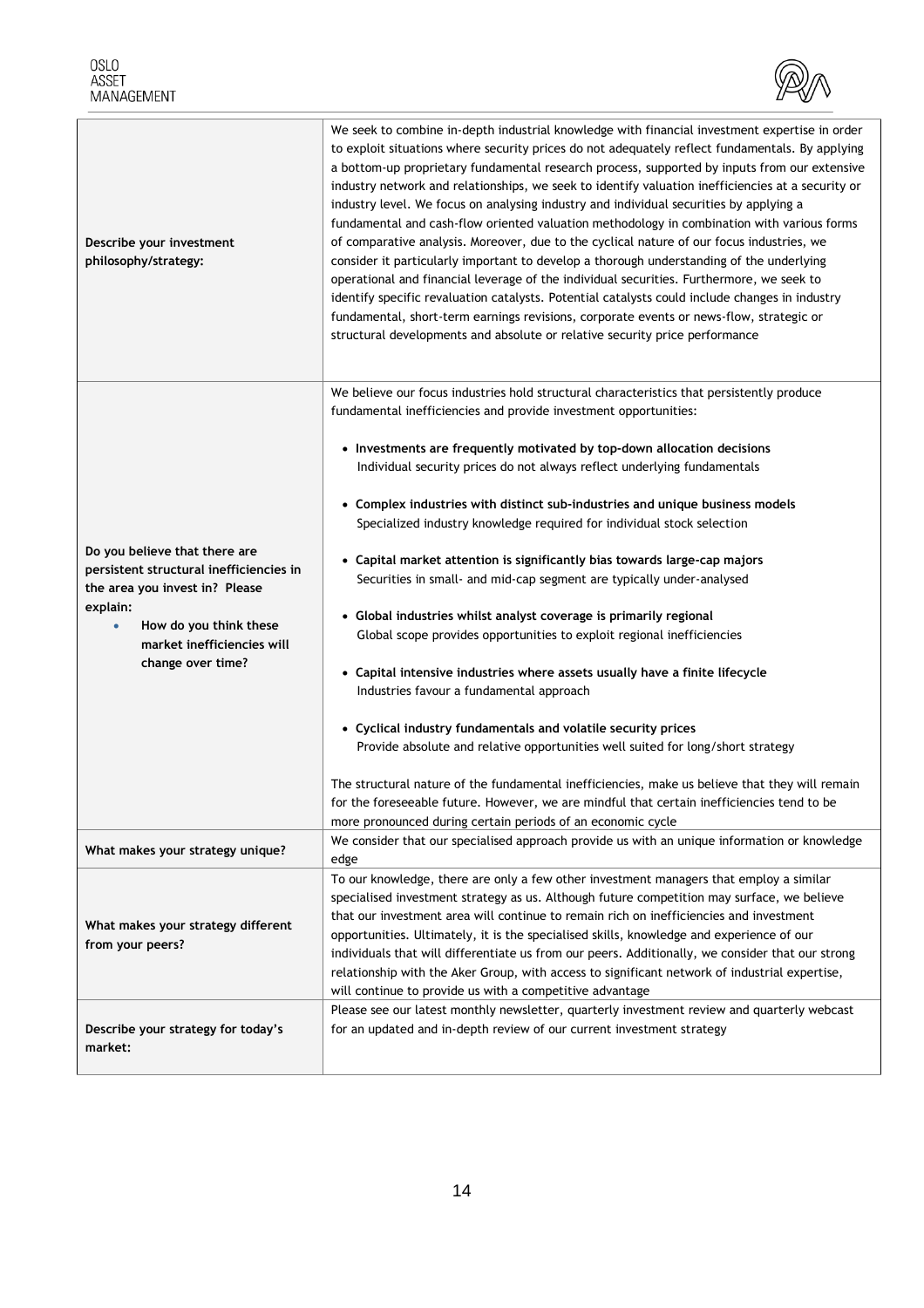| | |
|---|---|
| **Describe your investment philosophy/strategy:** | We seek to combine in-depth industrial knowledge with financial investment expertise in order to exploit situations where security prices do not adequately reflect fundamentals. By applying a bottom-up proprietary fundamental research process, supported by inputs from our extensive industry network and relationships, we seek to identify valuation inefficiencies at a security or industry level. We focus on analysing industry and individual securities by applying a fundamental and cash-flow oriented valuation methodology in combination with various forms of comparative analysis. Moreover, due to the cyclical nature of our focus industries, we consider it particularly important to develop a thorough understanding of the underlying operational and financial leverage of the individual securities. Furthermore, we seek to identify specific revaluation catalysts. Potential catalysts could include changes in industry fundamental, short-term earnings revisions, corporate events or news-flow, strategic or structural developments and absolute or relative security price performance |
| **Do you believe that there are persistent structural inefficiencies in the area you invest in? Please explain:** <br> • **How do you think these market inefficiencies will change over time?** | We believe our focus industries hold structural characteristics that persistently produce fundamental inefficiencies and provide investment opportunities: <br><br> • **Investments are frequently motivated by top-down allocation decisions** <br> Individual security prices do not always reflect underlying fundamentals <br><br> • **Complex industries with distinct sub-industries and unique business models** <br> Specialized industry knowledge required for individual stock selection <br><br> • **Capital market attention is significantly bias towards large-cap majors** <br> Securities in small- and mid-cap segment are typically under-analysed <br><br> • **Global industries whilst analyst coverage is primarily regional** <br> Global scope provides opportunities to exploit regional inefficiencies <br><br> • **Capital intensive industries where assets usually have a finite lifecycle** <br> Industries favour a fundamental approach <br><br> • **Cyclical industry fundamentals and volatile security prices** <br> Provide absolute and relative opportunities well suited for long/short strategy <br><br> The structural nature of the fundamental inefficiencies, make us believe that they will remain for the foreseeable future. However, we are mindful that certain inefficiencies tend to be more pronounced during certain periods of an economic cycle |
| **What makes your strategy unique?** | We consider that our specialised approach provide us with an unique information or knowledge edge |
| **What makes your strategy different from your peers?** | To our knowledge, there are only a few other investment managers that employ a similar specialised investment strategy as us. Although future competition may surface, we believe that our investment area will continue to remain rich on inefficiencies and investment opportunities. Ultimately, it is the specialised skills, knowledge and experience of our individuals that will differentiate us from our peers. Additionally, we consider that our strong relationship with the Aker Group, with access to significant network of industrial expertise, will continue to provide us with a competitive advantage |
| **Describe your strategy for today's market:** | Please see our latest monthly newsletter, quarterly investment review and quarterly webcast for an updated and in-depth review of our current investment strategy |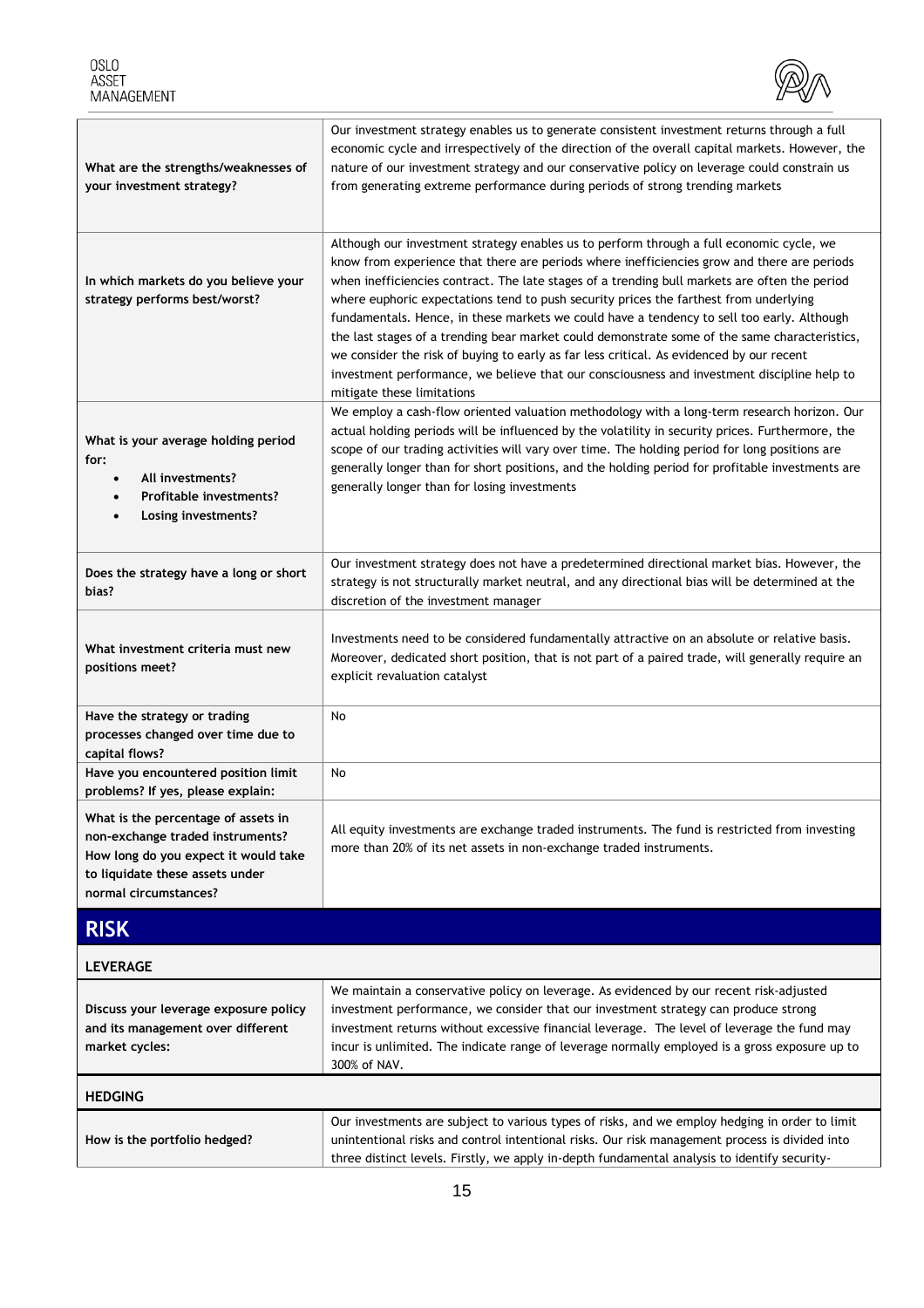| | |
|---|---|
| **What are the strengths/weaknesses of your investment strategy?** | Our investment strategy enables us to generate consistent investment returns through a full economic cycle and irrespectively of the direction of the overall capital markets. However, the nature of our investment strategy and our conservative policy on leverage could constrain us from generating extreme performance during periods of strong trending markets |
| **In which markets do you believe your strategy performs best/worst?** | Although our investment strategy enables us to perform through a full economic cycle, we know from experience that there are periods where inefficiencies grow and there are periods when inefficiencies contract. The late stages of a trending bull markets are often the period where euphoric expectations tend to push security prices the farthest from underlying fundamentals. Hence, in these markets we could have a tendency to sell too early. Although the last stages of a trending bear market could demonstrate some of the same characteristics, we consider the risk of buying to early as far less critical. As evidenced by our recent investment performance, we believe that our consciousness and investment discipline help to mitigate these limitations |
| **What is your average holding period for:** <br>• **All investments?** <br>• **Profitable investments?** <br>• **Losing investments?** | We employ a cash-flow oriented valuation methodology with a long-term research horizon. Our actual holding periods will be influenced by the volatility in security prices. Furthermore, the scope of our trading activities will vary over time. The holding period for long positions are generally longer than for short positions, and the holding period for profitable investments are generally longer than for losing investments |
| **Does the strategy have a long or short bias?** | Our investment strategy does not have a predetermined directional market bias. However, the strategy is not structurally market neutral, and any directional bias will be determined at the discretion of the investment manager |
| **What investment criteria must new positions meet?** | Investments need to be considered fundamentally attractive on an absolute or relative basis. Moreover, dedicated short position, that is not part of a paired trade, will generally require an explicit revaluation catalyst |
| **Have the strategy or trading processes changed over time due to capital flows?** | No |
| **Have you encountered position limit problems? If yes, please explain:** | No |
| **What is the percentage of assets in non-exchange traded instruments? How long do you expect it would take to liquidate these assets under normal circumstances?** | All equity investments are exchange traded instruments. The fund is restricted from investing more than 20% of its net assets in non-exchange traded instruments. |

## RISK

### LEVERAGE

| | |
|---|---|
| **Discuss your leverage exposure policy and its management over different market cycles:** | We maintain a conservative policy on leverage. As evidenced by our recent risk-adjusted investment performance, we consider that our investment strategy can produce strong investment returns without excessive financial leverage. The level of leverage the fund may incur is unlimited. The indicate range of leverage normally employed is a gross exposure up to 300% of NAV. |

### HEDGING

| | |
|---|---|
| **How is the portfolio hedged?** | Our investments are subject to various types of risks, and we employ hedging in order to limit unintentional risks and control intentional risks. Our risk management process is divided into three distinct levels. Firstly, we apply in-depth fundamental analysis to identify security- |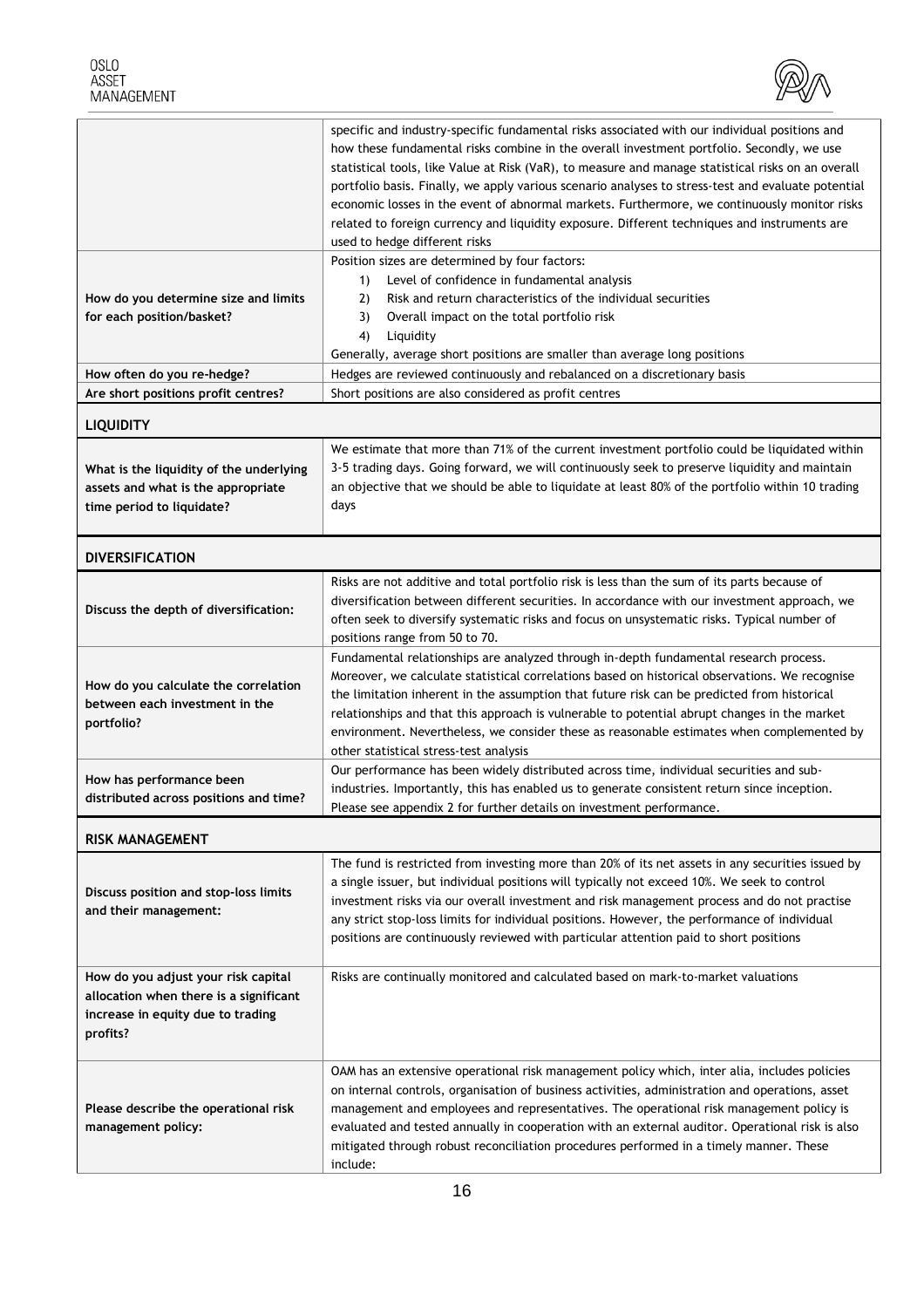| | |
|---|---|
| | specific and industry-specific fundamental risks associated with our individual positions and how these fundamental risks combine in the overall investment portfolio. Secondly, we use statistical tools, like Value at Risk (VaR), to measure and manage statistical risks on an overall portfolio basis. Finally, we apply various scenario analyses to stress-test and evaluate potential economic losses in the event of abnormal markets. Furthermore, we continuously monitor risks related to foreign currency and liquidity exposure. Different techniques and instruments are used to hedge different risks |
| **How do you determine size and limits for each position/basket?** | Position sizes are determined by four factors:<br>1) Level of confidence in fundamental analysis<br>2) Risk and return characteristics of the individual securities<br>3) Overall impact on the total portfolio risk<br>4) Liquidity<br>Generally, average short positions are smaller than average long positions |
| **How often do you re-hedge?** | Hedges are reviewed continuously and rebalanced on a discretionary basis |
| **Are short positions profit centres?** | Short positions are also considered as profit centres |

**LIQUIDITY**

| | |
|---|---|
| **What is the liquidity of the underlying assets and what is the appropriate time period to liquidate?** | We estimate that more than 71% of the current investment portfolio could be liquidated within 3-5 trading days. Going forward, we will continuously seek to preserve liquidity and maintain an objective that we should be able to liquidate at least 80% of the portfolio within 10 trading days |

**DIVERSIFICATION**

| | |
|---|---|
| **Discuss the depth of diversification:** | Risks are not additive and total portfolio risk is less than the sum of its parts because of diversification between different securities. In accordance with our investment approach, we often seek to diversify systematic risks and focus on unsystematic risks. Typical number of positions range from 50 to 70. |
| **How do you calculate the correlation between each investment in the portfolio?** | Fundamental relationships are analyzed through in-depth fundamental research process. Moreover, we calculate statistical correlations based on historical observations. We recognise the limitation inherent in the assumption that future risk can be predicted from historical relationships and that this approach is vulnerable to potential abrupt changes in the market environment. Nevertheless, we consider these as reasonable estimates when complemented by other statistical stress-test analysis |
| **How has performance been distributed across positions and time?** | Our performance has been widely distributed across time, individual securities and sub-industries. Importantly, this has enabled us to generate consistent return since inception. Please see appendix 2 for further details on investment performance. |

**RISK MANAGEMENT**

| | |
|---|---|
| **Discuss position and stop-loss limits and their management:** | The fund is restricted from investing more than 20% of its net assets in any securities issued by a single issuer, but individual positions will typically not exceed 10%. We seek to control investment risks via our overall investment and risk management process and do not practise any strict stop-loss limits for individual positions. However, the performance of individual positions are continuously reviewed with particular attention paid to short positions |
| **How do you adjust your risk capital allocation when there is a significant increase in equity due to trading profits?** | Risks are continually monitored and calculated based on mark-to-market valuations |
| **Please describe the operational risk management policy:** | OAM has an extensive operational risk management policy which, inter alia, includes policies on internal controls, organisation of business activities, administration and operations, asset management and employees and representatives. The operational risk management policy is evaluated and tested annually in cooperation with an external auditor. Operational risk is also mitigated through robust reconciliation procedures performed in a timely manner. These include: |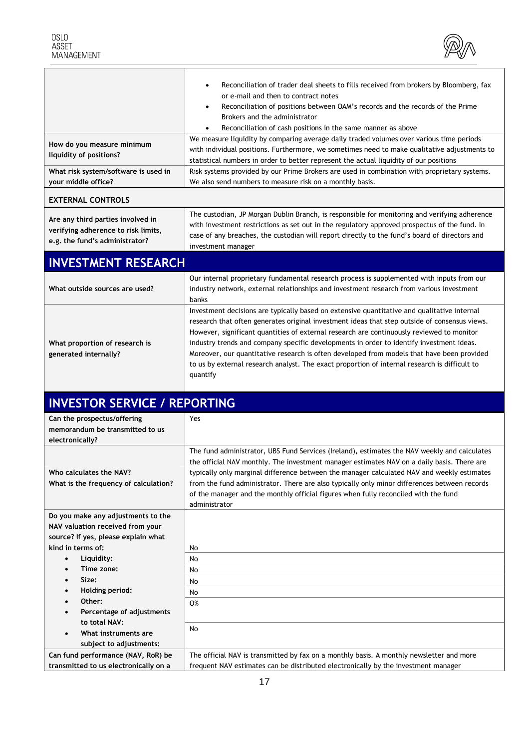| | |
|---|---|
| | • Reconciliation of trader deal sheets to fills received from brokers by Bloomberg, fax or e-mail and then to contract notes<br>• Reconciliation of positions between OAM's records and the records of the Prime Brokers and the administrator<br>• Reconciliation of cash positions in the same manner as above |
| **How do you measure minimum liquidity of positions?** | We measure liquidity by comparing average daily traded volumes over various time periods with individual positions. Furthermore, we sometimes need to make qualitative adjustments to statistical numbers in order to better represent the actual liquidity of our positions |
| **What risk system/software is used in your middle office?** | Risk systems provided by our Prime Brokers are used in combination with proprietary systems. We also send numbers to measure risk on a monthly basis. |
| **EXTERNAL CONTROLS** | |
| **Are any third parties involved in verifying adherence to risk limits, e.g. the fund's administrator?** | The custodian, JP Morgan Dublin Branch, is responsible for monitoring and verifying adherence with investment restrictions as set out in the regulatory approved prospectus of the fund. In case of any breaches, the custodian will report directly to the fund's board of directors and investment manager |

## INVESTMENT RESEARCH

| | |
|---|---|
| **What outside sources are used?** | Our internal proprietary fundamental research process is supplemented with inputs from our industry network, external relationships and investment research from various investment banks |
| **What proportion of research is generated internally?** | Investment decisions are typically based on extensive quantitative and qualitative internal research that often generates original investment ideas that step outside of consensus views. However, significant quantities of external research are continuously reviewed to monitor industry trends and company specific developments in order to identify investment ideas. Moreover, our quantitative research is often developed from models that have been provided to us by external research analyst. The exact proportion of internal research is difficult to quantify |

## INVESTOR SERVICE / REPORTING

| | |
|---|---|
| **Can the prospectus/offering memorandum be transmitted to us electronically?** | Yes |
| **Who calculates the NAV?**<br>**What is the frequency of calculation?** | The fund administrator, UBS Fund Services (Ireland), estimates the NAV weekly and calculates the official NAV monthly. The investment manager estimates NAV on a daily basis. There are typically only marginal difference between the manager calculated NAV and weekly estimates from the fund administrator. There are also typically only minor differences between records of the manager and the monthly official figures when fully reconciled with the fund administrator |
| **Do you make any adjustments to the NAV valuation received from your source? If yes, please explain what kind in terms of:** | No |
| • **Liquidity:** | No |
| • **Time zone:** | No |
| • **Size:** | No |
| • **Holding period:** | No |
| • **Other:** | 0% |
| • **Percentage of adjustments to total NAV:** | |
| • **What instruments are subject to adjustments:** | No |
| **Can fund performance (NAV, RoR) be transmitted to us electronically on a** | The official NAV is transmitted by fax on a monthly basis. A monthly newsletter and more frequent NAV estimates can be distributed electronically by the investment manager |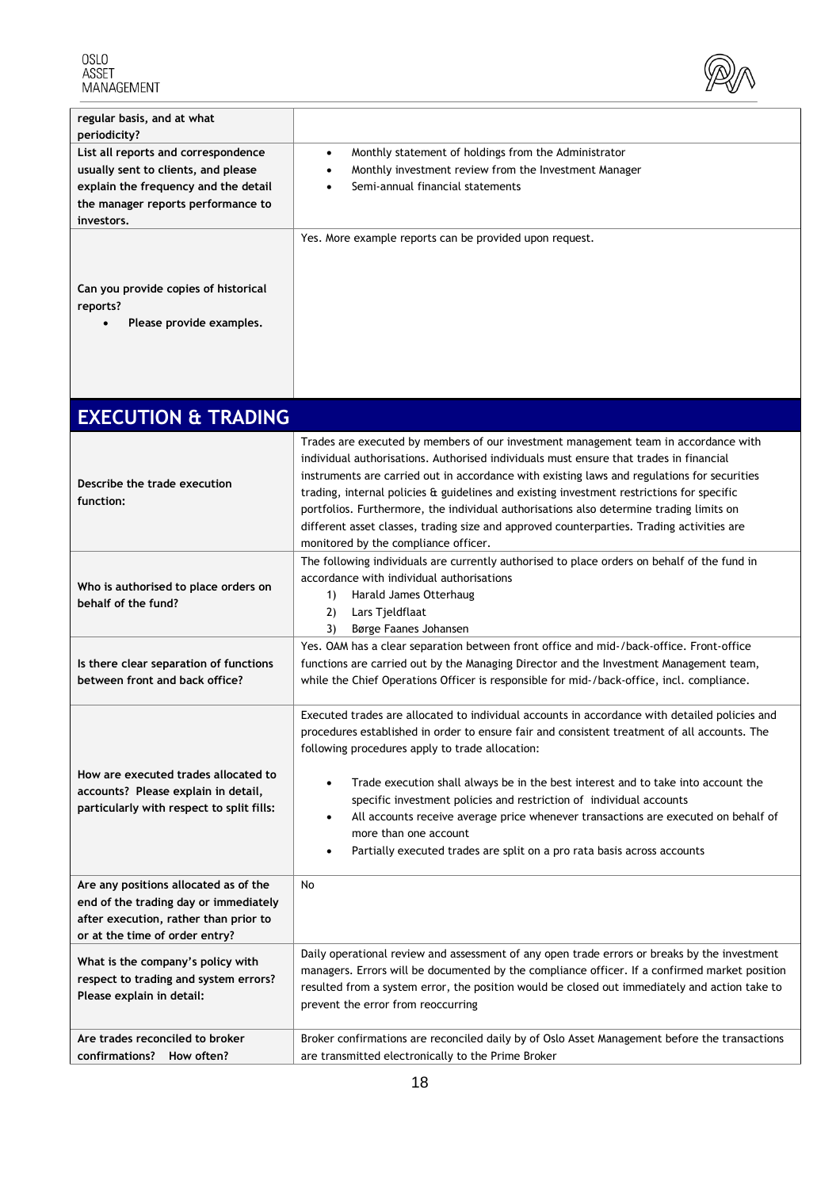| | |
|---|---|
| **regular basis, and at what periodicity?** | |
| **List all reports and correspondence usually sent to clients, and please explain the frequency and the detail the manager reports performance to investors.** | • Monthly statement of holdings from the Administrator<br>• Monthly investment review from the Investment Manager<br>• Semi-annual financial statements |
| **Can you provide copies of historical reports?**<br>• **Please provide examples.** | Yes. More example reports can be provided upon request. |

## EXECUTION & TRADING

| | |
|---|---|
| **Describe the trade execution function:** | Trades are executed by members of our investment management team in accordance with individual authorisations. Authorised individuals must ensure that trades in financial instruments are carried out in accordance with existing laws and regulations for securities trading, internal policies & guidelines and existing investment restrictions for specific portfolios. Furthermore, the individual authorisations also determine trading limits on different asset classes, trading size and approved counterparties. Trading activities are monitored by the compliance officer. |
| **Who is authorised to place orders on behalf of the fund?** | The following individuals are currently authorised to place orders on behalf of the fund in accordance with individual authorisations<br>1) Harald James Otterhaug<br>2) Lars Tjeldflaat<br>3) Børge Faanes Johansen |
| **Is there clear separation of functions between front and back office?** | Yes. OAM has a clear separation between front office and mid-/back-office. Front-office functions are carried out by the Managing Director and the Investment Management team, while the Chief Operations Officer is responsible for mid-/back-office, incl. compliance. |
| **How are executed trades allocated to accounts? Please explain in detail, particularly with respect to split fills:** | Executed trades are allocated to individual accounts in accordance with detailed policies and procedures established in order to ensure fair and consistent treatment of all accounts. The following procedures apply to trade allocation:<br>• Trade execution shall always be in the best interest and to take into account the specific investment policies and restriction of individual accounts<br>• All accounts receive average price whenever transactions are executed on behalf of more than one account<br>• Partially executed trades are split on a pro rata basis across accounts |
| **Are any positions allocated as of the end of the trading day or immediately after execution, rather than prior to or at the time of order entry?** | No |
| **What is the company's policy with respect to trading and system errors? Please explain in detail:** | Daily operational review and assessment of any open trade errors or breaks by the investment managers. Errors will be documented by the compliance officer. If a confirmed market position resulted from a system error, the position would be closed out immediately and action take to prevent the error from reoccurring |
| **Are trades reconciled to broker confirmations? How often?** | Broker confirmations are reconciled daily by of Oslo Asset Management before the transactions are transmitted electronically to the Prime Broker |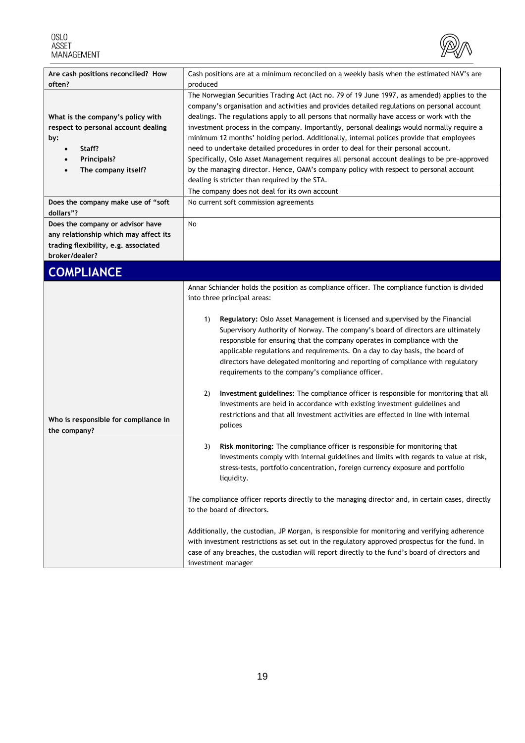| | |
|---|---|
| **Are cash positions reconciled? How often?** | Cash positions are at a minimum reconciled on a weekly basis when the estimated NAV's are produced |
| **What is the company's policy with respect to personal account dealing by:**<br>• **Staff?**<br>• **Principals?**<br>• **The company itself?** | The Norwegian Securities Trading Act (Act no. 79 of 19 June 1997, as amended) applies to the company's organisation and activities and provides detailed regulations on personal account dealings. The regulations apply to all persons that normally have access or work with the investment process in the company. Importantly, personal dealings would normally require a minimum 12 months' holding period. Additionally, internal polices provide that employees need to undertake detailed procedures in order to deal for their personal account. Specifically, Oslo Asset Management requires all personal account dealings to be pre-approved by the managing director. Hence, OAM's company policy with respect to personal account dealing is stricter than required by the STA.<br><br>The company does not deal for its own account |
| **Does the company make use of "soft dollars"?** | No current soft commission agreements |
| **Does the company or advisor have any relationship which may affect its trading flexibility, e.g. associated broker/dealer?** | No |

## COMPLIANCE

| | |
|---|---|
| **Who is responsible for compliance in the company?** | Annar Schiander holds the position as compliance officer. The compliance function is divided into three principal areas:<br><br>1) **Regulatory:** Oslo Asset Management is licensed and supervised by the Financial Supervisory Authority of Norway. The company's board of directors are ultimately responsible for ensuring that the company operates in compliance with the applicable regulations and requirements. On a day to day basis, the board of directors have delegated monitoring and reporting of compliance with regulatory requirements to the company's compliance officer.<br><br>2) **Investment guidelines:** The compliance officer is responsible for monitoring that all investments are held in accordance with existing investment guidelines and restrictions and that all investment activities are effected in line with internal polices<br><br>3) **Risk monitoring:** The compliance officer is responsible for monitoring that investments comply with internal guidelines and limits with regards to value at risk, stress-tests, portfolio concentration, foreign currency exposure and portfolio liquidity.<br><br>The compliance officer reports directly to the managing director and, in certain cases, directly to the board of directors.<br><br>Additionally, the custodian, JP Morgan, is responsible for monitoring and verifying adherence with investment restrictions as set out in the regulatory approved prospectus for the fund. In case of any breaches, the custodian will report directly to the fund's board of directors and investment manager |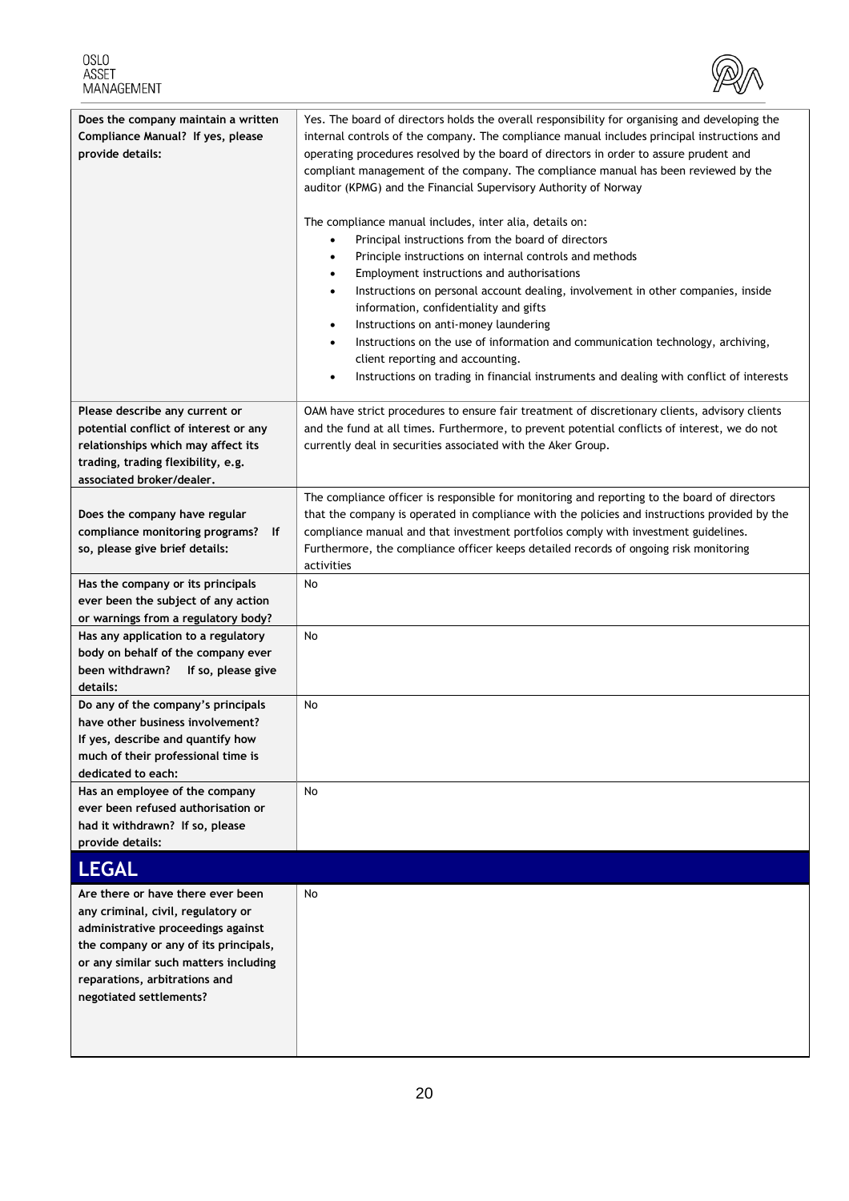| | |
|---|---|
| **Does the company maintain a written Compliance Manual? If yes, please provide details:** | Yes. The board of directors holds the overall responsibility for organising and developing the internal controls of the company. The compliance manual includes principal instructions and operating procedures resolved by the board of directors in order to assure prudent and compliant management of the company. The compliance manual has been reviewed by the auditor (KPMG) and the Financial Supervisory Authority of Norway<br><br>The compliance manual includes, inter alia, details on:<br>• Principal instructions from the board of directors<br>• Principle instructions on internal controls and methods<br>• Employment instructions and authorisations<br>• Instructions on personal account dealing, involvement in other companies, inside information, confidentiality and gifts<br>• Instructions on anti-money laundering<br>• Instructions on the use of information and communication technology, archiving, client reporting and accounting.<br>• Instructions on trading in financial instruments and dealing with conflict of interests |
| **Please describe any current or potential conflict of interest or any relationships which may affect its trading, trading flexibility, e.g. associated broker/dealer.** | OAM have strict procedures to ensure fair treatment of discretionary clients, advisory clients and the fund at all times. Furthermore, to prevent potential conflicts of interest, we do not currently deal in securities associated with the Aker Group. |
| **Does the company have regular compliance monitoring programs? If so, please give brief details:** | The compliance officer is responsible for monitoring and reporting to the board of directors that the company is operated in compliance with the policies and instructions provided by the compliance manual and that investment portfolios comply with investment guidelines. Furthermore, the compliance officer keeps detailed records of ongoing risk monitoring activities |
| **Has the company or its principals ever been the subject of any action or warnings from a regulatory body?** | No |
| **Has any application to a regulatory body on behalf of the company ever been withdrawn? If so, please give details:** | No |
| **Do any of the company's principals have other business involvement? If yes, describe and quantify how much of their professional time is dedicated to each:** | No |
| **Has an employee of the company ever been refused authorisation or had it withdrawn? If so, please provide details:** | No |

## LEGAL

| | |
|---|---|
| **Are there or have there ever been any criminal, civil, regulatory or administrative proceedings against the company or any of its principals, or any similar such matters including reparations, arbitrations and negotiated settlements?** | No |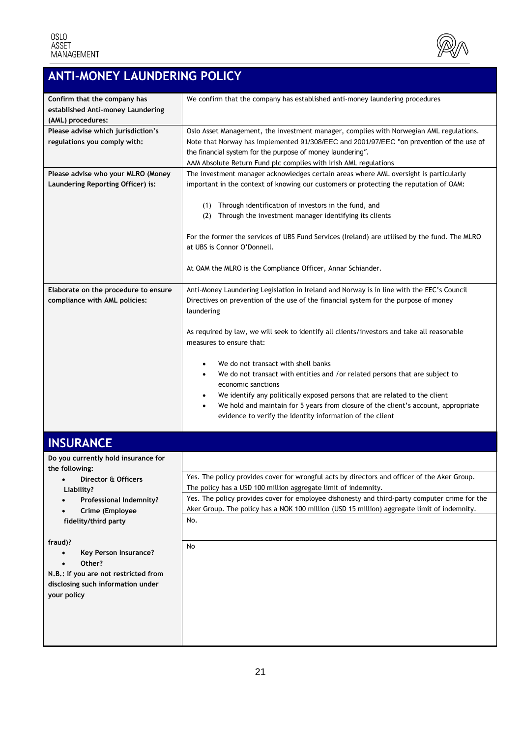## ANTI-MONEY LAUNDERING POLICY

| | |
|---|---|
| **Confirm that the company has established Anti-money Laundering (AML) procedures:** | We confirm that the company has established anti-money laundering procedures |
| **Please advise which jurisdiction's regulations you comply with:** | Oslo Asset Management, the investment manager, complies with Norwegian AML regulations. Note that Norway has implemented 91/308/EEC and 2001/97/EEC "on prevention of the use of the financial system for the purpose of money laundering". AAM Absolute Return Fund plc complies with Irish AML regulations |
| **Please advise who your MLRO (Money Laundering Reporting Officer) is:** | The investment manager acknowledges certain areas where AML oversight is particularly important in the context of knowing our customers or protecting the reputation of OAM:<br><br>(1) Through identification of investors in the fund, and<br>(2) Through the investment manager identifying its clients<br><br>For the former the services of UBS Fund Services (Ireland) are utilised by the fund. The MLRO at UBS is Connor O'Donnell.<br><br>At OAM the MLRO is the Compliance Officer, Annar Schiander. |
| **Elaborate on the procedure to ensure compliance with AML policies:** | Anti-Money Laundering Legislation in Ireland and Norway is in line with the EEC's Council Directives on prevention of the use of the financial system for the purpose of money laundering<br><br>As required by law, we will seek to identify all clients/investors and take all reasonable measures to ensure that:<br><br>• We do not transact with shell banks<br>• We do not transact with entities and /or related persons that are subject to economic sanctions<br>• We identify any politically exposed persons that are related to the client<br>• We hold and maintain for 5 years from closure of the client's account, appropriate evidence to verify the identity information of the client |

## INSURANCE

| | |
|---|---|
| **Do you currently hold insurance for the following:** | |
| • **Director & Officers Liability?** | Yes. The policy provides cover for wrongful acts by directors and officer of the Aker Group. The policy has a USD 100 million aggregate limit of indemnity. |
| • **Professional Indemnity?** | Yes. The policy provides cover for employee dishonesty and third-party computer crime for the Aker Group. The policy has a NOK 100 million (USD 15 million) aggregate limit of indemnity. |
| • **Crime (Employee fidelity/third party fraud)?** | No. |
| • **Key Person Insurance?**<br>• **Other?**<br>**N.B.: if you are not restricted from disclosing such information under your policy** | No |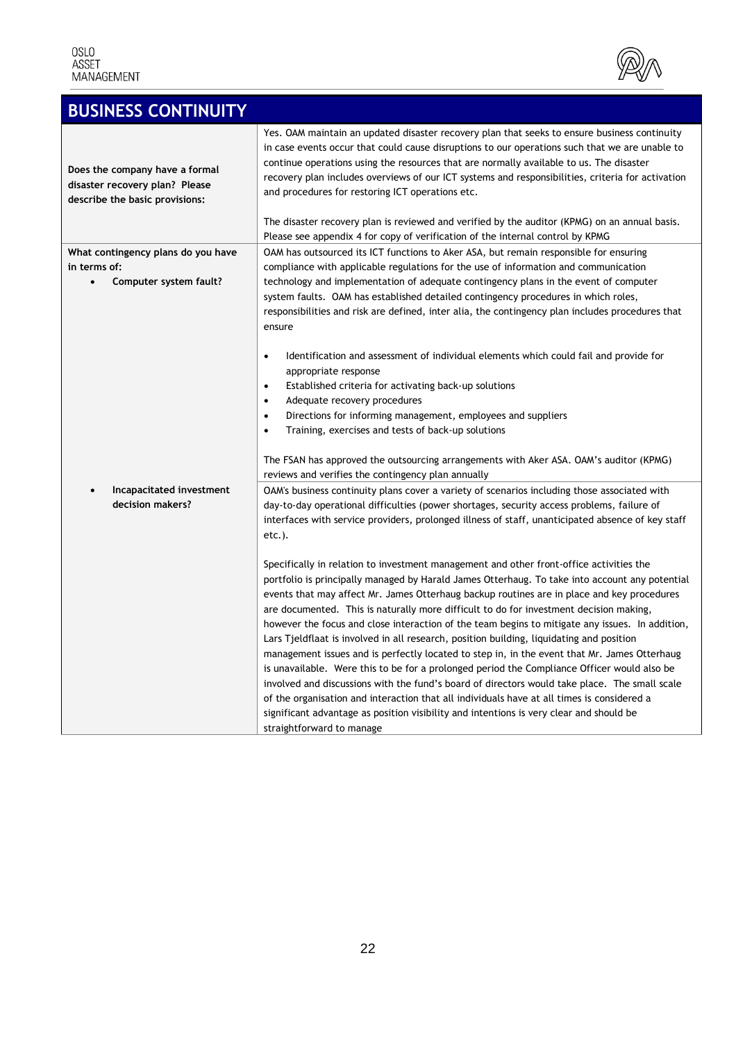## BUSINESS CONTINUITY

| | |
|---|---|
| **Does the company have a formal disaster recovery plan? Please describe the basic provisions:** | Yes. OAM maintain an updated disaster recovery plan that seeks to ensure business continuity in case events occur that could cause disruptions to our operations such that we are unable to continue operations using the resources that are normally available to us. The disaster recovery plan includes overviews of our ICT systems and responsibilities, criteria for activation and procedures for restoring ICT operations etc.<br><br>The disaster recovery plan is reviewed and verified by the auditor (KPMG) on an annual basis. Please see appendix 4 for copy of verification of the internal control by KPMG |
| **What contingency plans do you have in terms of:**<br>• **Computer system fault?** | OAM has outsourced its ICT functions to Aker ASA, but remain responsible for ensuring compliance with applicable regulations for the use of information and communication technology and implementation of adequate contingency plans in the event of computer system faults. OAM has established detailed contingency procedures in which roles, responsibilities and risk are defined, inter alia, the contingency plan includes procedures that ensure<br><br>• Identification and assessment of individual elements which could fail and provide for appropriate response<br>• Established criteria for activating back-up solutions<br>• Adequate recovery procedures<br>• Directions for informing management, employees and suppliers<br>• Training, exercises and tests of back-up solutions<br><br>The FSAN has approved the outsourcing arrangements with Aker ASA. OAM's auditor (KPMG) reviews and verifies the contingency plan annually |
| • **Incapacitated investment decision makers?** | OAM's business continuity plans cover a variety of scenarios including those associated with day-to-day operational difficulties (power shortages, security access problems, failure of interfaces with service providers, prolonged illness of staff, unanticipated absence of key staff etc.).<br><br>Specifically in relation to investment management and other front-office activities the portfolio is principally managed by Harald James Otterhaug. To take into account any potential events that may affect Mr. James Otterhaug backup routines are in place and key procedures are documented. This is naturally more difficult to do for investment decision making, however the focus and close interaction of the team begins to mitigate any issues. In addition, Lars Tjeldflaat is involved in all research, position building, liquidating and position management issues and is perfectly located to step in, in the event that Mr. James Otterhaug is unavailable. Were this to be for a prolonged period the Compliance Officer would also be involved and discussions with the fund's board of directors would take place. The small scale of the organisation and interaction that all individuals have at all times is considered a significant advantage as position visibility and intentions is very clear and should be straightforward to manage |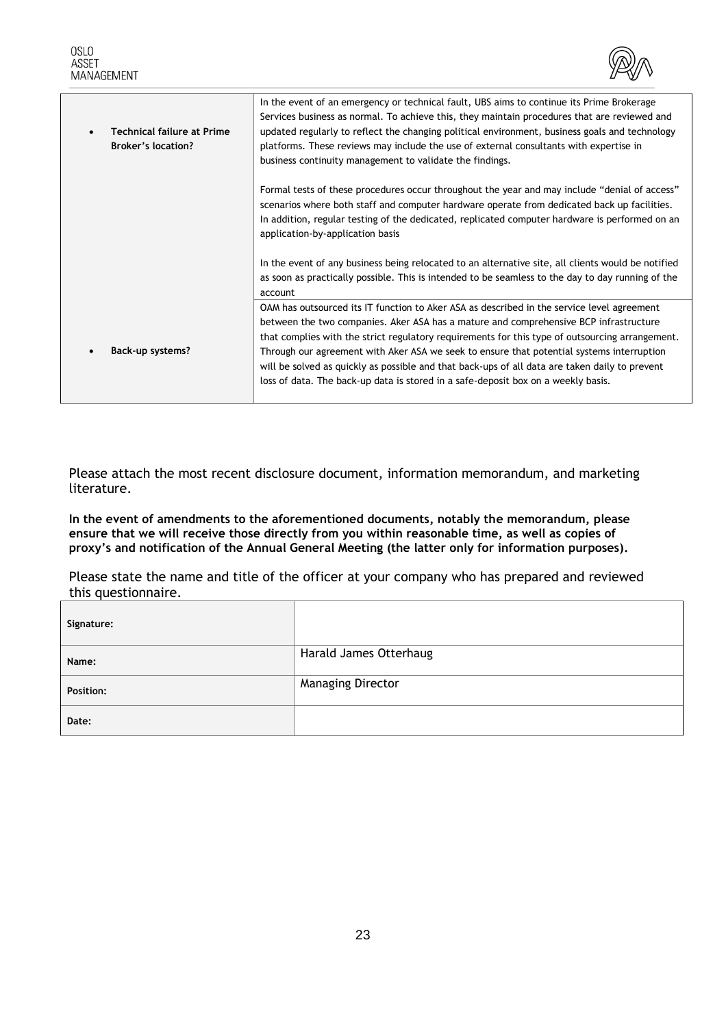| | |
|---|---|
| • **Technical failure at Prime Broker's location?** | In the event of an emergency or technical fault, UBS aims to continue its Prime Brokerage Services business as normal. To achieve this, they maintain procedures that are reviewed and updated regularly to reflect the changing political environment, business goals and technology platforms. These reviews may include the use of external consultants with expertise in business continuity management to validate the findings.<br><br>Formal tests of these procedures occur throughout the year and may include "denial of access" scenarios where both staff and computer hardware operate from dedicated back up facilities. In addition, regular testing of the dedicated, replicated computer hardware is performed on an application-by-application basis<br><br>In the event of any business being relocated to an alternative site, all clients would be notified as soon as practically possible. This is intended to be seamless to the day to day running of the account |
| • **Back-up systems?** | OAM has outsourced its IT function to Aker ASA as described in the service level agreement between the two companies. Aker ASA has a mature and comprehensive BCP infrastructure that complies with the strict regulatory requirements for this type of outsourcing arrangement. Through our agreement with Aker ASA we seek to ensure that potential systems interruption will be solved as quickly as possible and that back-ups of all data are taken daily to prevent loss of data. The back-up data is stored in a safe-deposit box on a weekly basis. |

Please attach the most recent disclosure document, information memorandum, and marketing literature.

**In the event of amendments to the aforementioned documents, notably the memorandum, please ensure that we will receive those directly from you within reasonable time, as well as copies of proxy's and notification of the Annual General Meeting (the latter only for information purposes).**

Please state the name and title of the officer at your company who has prepared and reviewed this questionnaire.

| | |
|---|---|
| **Signature:** | |
| **Name:** | Harald James Otterhaug |
| **Position:** | Managing Director |
| **Date:** | |